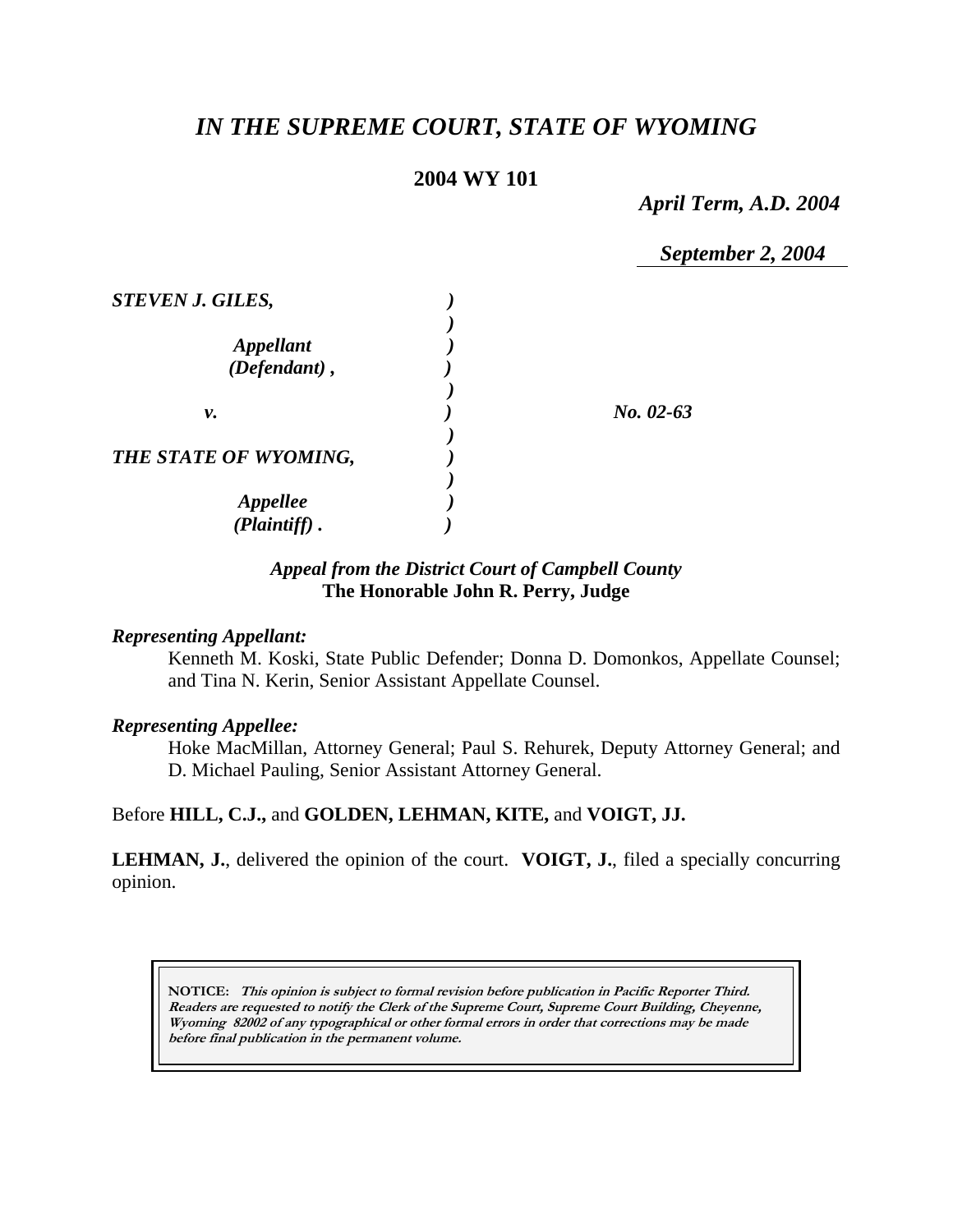# *IN THE SUPREME COURT, STATE OF WYOMING*

**2004 WY 101**

*April Term, A.D. 2004*

*September 2, 2004*

| | | |
|---|---|---|
| ***STEVEN J. GILES,*** | ) | |
| | ) | |
| ***Appellant*** | ) | |
| ***(Defendant) ,*** | ) | |
| | ) | |
| ***v.*** | ) | ***No. 02-63*** |
| | ) | |
| ***THE STATE OF WYOMING,*** | ) | |
| | ) | |
| ***Appellee*** | ) | |
| ***(Plaintiff) .*** | ) | |

*Appeal from the District Court of Campbell County*
**The Honorable John R. Perry, Judge**

***Representing Appellant:***

Kenneth M. Koski, State Public Defender; Donna D. Domonkos, Appellate Counsel; and Tina N. Kerin, Senior Assistant Appellate Counsel.

***Representing Appellee:***

Hoke MacMillan, Attorney General; Paul S. Rehurek, Deputy Attorney General; and D. Michael Pauling, Senior Assistant Attorney General.

Before **HILL, C.J.,** and **GOLDEN, LEHMAN, KITE,** and **VOIGT, JJ.**

**LEHMAN, J.**, delivered the opinion of the court. **VOIGT, J.**, filed a specially concurring opinion.

**NOTICE:** ***This opinion is subject to formal revision before publication in Pacific Reporter Third. Readers are requested to notify the Clerk of the Supreme Court, Supreme Court Building, Cheyenne, Wyoming 82002 of any typographical or other formal errors in order that corrections may be made before final publication in the permanent volume.***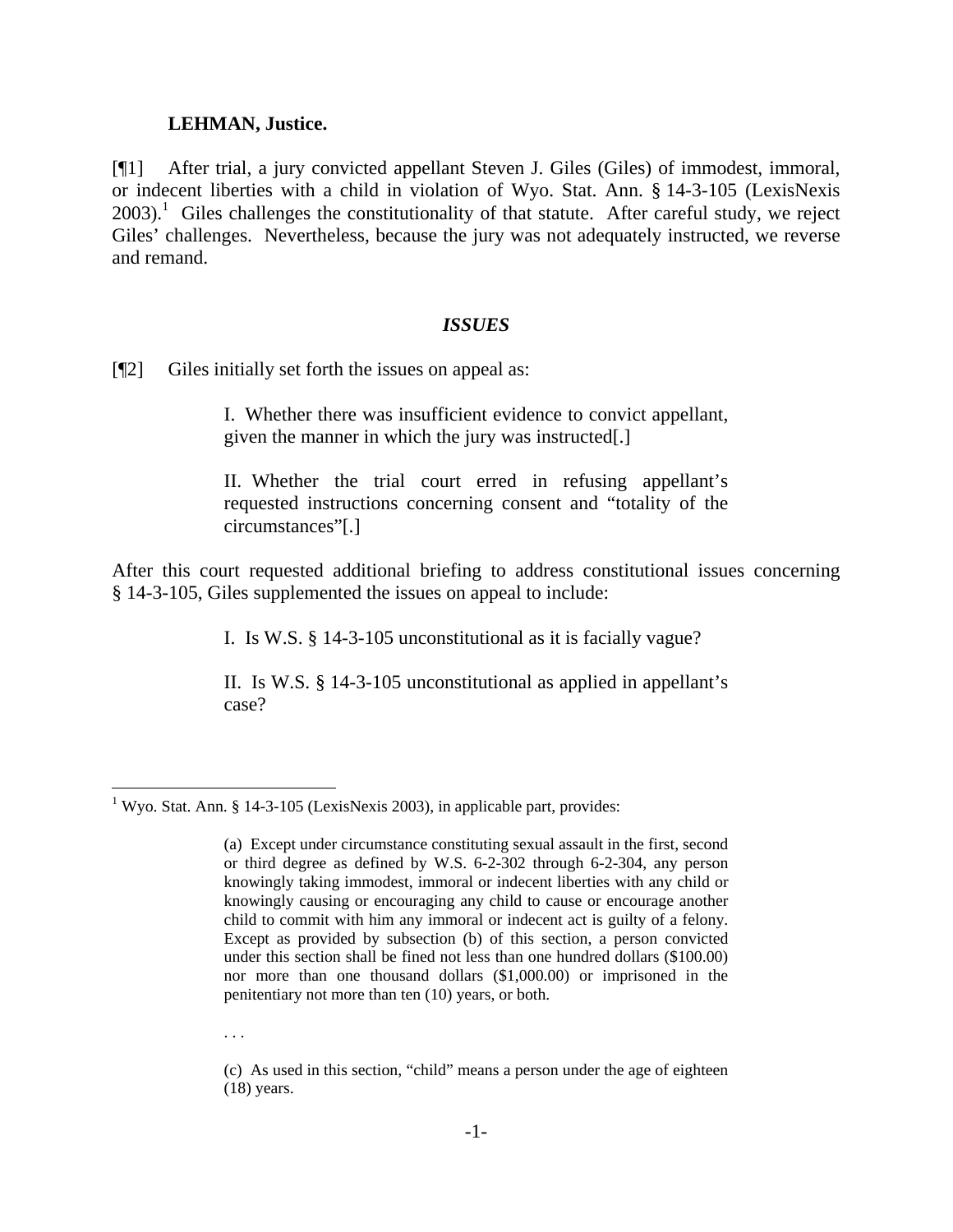**LEHMAN, Justice.**

[¶1] After trial, a jury convicted appellant Steven J. Giles (Giles) of immodest, immoral, or indecent liberties with a child in violation of Wyo. Stat. Ann. § 14-3-105 (LexisNexis 2003).[1] Giles challenges the constitutionality of that statute. After careful study, we reject Giles' challenges. Nevertheless, because the jury was not adequately instructed, we reverse and remand.

### *ISSUES*

[¶2] Giles initially set forth the issues on appeal as:

> I. Whether there was insufficient evidence to convict appellant, given the manner in which the jury was instructed[.]
>
> II. Whether the trial court erred in refusing appellant's requested instructions concerning consent and "totality of the circumstances"[.]

After this court requested additional briefing to address constitutional issues concerning § 14-3-105, Giles supplemented the issues on appeal to include:

> I. Is W.S. § 14-3-105 unconstitutional as it is facially vague?
>
> II. Is W.S. § 14-3-105 unconstitutional as applied in appellant's case?

---

[1] Wyo. Stat. Ann. § 14-3-105 (LexisNexis 2003), in applicable part, provides:

> (a) Except under circumstance constituting sexual assault in the first, second or third degree as defined by W.S. 6-2-302 through 6-2-304, any person knowingly taking immodest, immoral or indecent liberties with any child or knowingly causing or encouraging any child to cause or encourage another child to commit with him any immoral or indecent act is guilty of a felony. Except as provided by subsection (b) of this section, a person convicted under this section shall be fined not less than one hundred dollars ($100.00) nor more than one thousand dollars ($1,000.00) or imprisoned in the penitentiary not more than ten (10) years, or both.
>
> . . .
>
> (c) As used in this section, "child" means a person under the age of eighteen (18) years.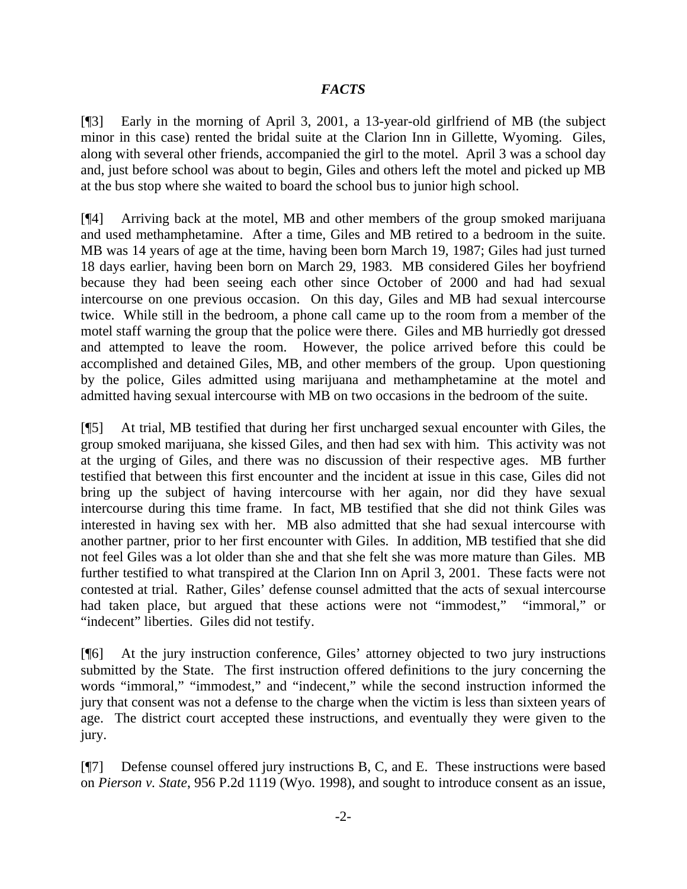## *FACTS*

[¶3] Early in the morning of April 3, 2001, a 13-year-old girlfriend of MB (the subject minor in this case) rented the bridal suite at the Clarion Inn in Gillette, Wyoming. Giles, along with several other friends, accompanied the girl to the motel. April 3 was a school day and, just before school was about to begin, Giles and others left the motel and picked up MB at the bus stop where she waited to board the school bus to junior high school.

[¶4] Arriving back at the motel, MB and other members of the group smoked marijuana and used methamphetamine. After a time, Giles and MB retired to a bedroom in the suite. MB was 14 years of age at the time, having been born March 19, 1987; Giles had just turned 18 days earlier, having been born on March 29, 1983. MB considered Giles her boyfriend because they had been seeing each other since October of 2000 and had had sexual intercourse on one previous occasion. On this day, Giles and MB had sexual intercourse twice. While still in the bedroom, a phone call came up to the room from a member of the motel staff warning the group that the police were there. Giles and MB hurriedly got dressed and attempted to leave the room. However, the police arrived before this could be accomplished and detained Giles, MB, and other members of the group. Upon questioning by the police, Giles admitted using marijuana and methamphetamine at the motel and admitted having sexual intercourse with MB on two occasions in the bedroom of the suite.

[¶5] At trial, MB testified that during her first uncharged sexual encounter with Giles, the group smoked marijuana, she kissed Giles, and then had sex with him. This activity was not at the urging of Giles, and there was no discussion of their respective ages. MB further testified that between this first encounter and the incident at issue in this case, Giles did not bring up the subject of having intercourse with her again, nor did they have sexual intercourse during this time frame. In fact, MB testified that she did not think Giles was interested in having sex with her. MB also admitted that she had sexual intercourse with another partner, prior to her first encounter with Giles. In addition, MB testified that she did not feel Giles was a lot older than she and that she felt she was more mature than Giles. MB further testified to what transpired at the Clarion Inn on April 3, 2001. These facts were not contested at trial. Rather, Giles' defense counsel admitted that the acts of sexual intercourse had taken place, but argued that these actions were not "immodest," "immoral," or "indecent" liberties. Giles did not testify.

[¶6] At the jury instruction conference, Giles' attorney objected to two jury instructions submitted by the State. The first instruction offered definitions to the jury concerning the words "immoral," "immodest," and "indecent," while the second instruction informed the jury that consent was not a defense to the charge when the victim is less than sixteen years of age. The district court accepted these instructions, and eventually they were given to the jury.

[¶7] Defense counsel offered jury instructions B, C, and E. These instructions were based on *Pierson v. State*, 956 P.2d 1119 (Wyo. 1998), and sought to introduce consent as an issue,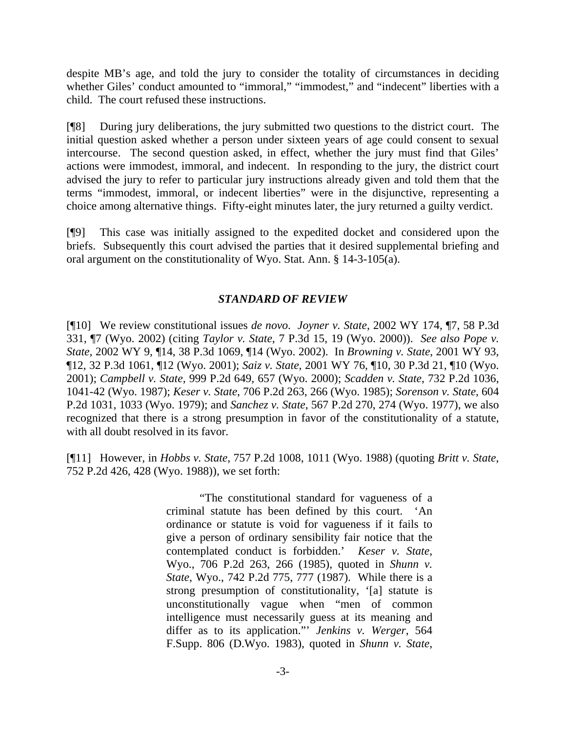despite MB's age, and told the jury to consider the totality of circumstances in deciding whether Giles' conduct amounted to "immoral," "immodest," and "indecent" liberties with a child. The court refused these instructions.

[¶8] During jury deliberations, the jury submitted two questions to the district court. The initial question asked whether a person under sixteen years of age could consent to sexual intercourse. The second question asked, in effect, whether the jury must find that Giles' actions were immodest, immoral, and indecent. In responding to the jury, the district court advised the jury to refer to particular jury instructions already given and told them that the terms "immodest, immoral, or indecent liberties" were in the disjunctive, representing a choice among alternative things. Fifty-eight minutes later, the jury returned a guilty verdict.

[¶9] This case was initially assigned to the expedited docket and considered upon the briefs. Subsequently this court advised the parties that it desired supplemental briefing and oral argument on the constitutionality of Wyo. Stat. Ann. § 14-3-105(a).

### *STANDARD OF REVIEW*

[¶10] We review constitutional issues *de novo*. *Joyner v. State*, 2002 WY 174, ¶7, 58 P.3d 331, ¶7 (Wyo. 2002) (citing *Taylor v. State*, 7 P.3d 15, 19 (Wyo. 2000)). *See also Pope v. State*, 2002 WY 9, ¶14, 38 P.3d 1069, ¶14 (Wyo. 2002). In *Browning v. State*, 2001 WY 93, ¶12, 32 P.3d 1061, ¶12 (Wyo. 2001); *Saiz v. State*, 2001 WY 76, ¶10, 30 P.3d 21, ¶10 (Wyo. 2001); *Campbell v. State*, 999 P.2d 649, 657 (Wyo. 2000); *Scadden v. State*, 732 P.2d 1036, 1041-42 (Wyo. 1987); *Keser v. State*, 706 P.2d 263, 266 (Wyo. 1985); *Sorenson v. State*, 604 P.2d 1031, 1033 (Wyo. 1979); and *Sanchez v. State*, 567 P.2d 270, 274 (Wyo. 1977), we also recognized that there is a strong presumption in favor of the constitutionality of a statute, with all doubt resolved in its favor.

[¶11] However, in *Hobbs v. State*, 757 P.2d 1008, 1011 (Wyo. 1988) (quoting *Britt v. State*, 752 P.2d 426, 428 (Wyo. 1988)), we set forth:

> "The constitutional standard for vagueness of a criminal statute has been defined by this court. 'An ordinance or statute is void for vagueness if it fails to give a person of ordinary sensibility fair notice that the contemplated conduct is forbidden.' *Keser v. State*, Wyo., 706 P.2d 263, 266 (1985), quoted in *Shunn v. State*, Wyo., 742 P.2d 775, 777 (1987). While there is a strong presumption of constitutionality, '[a] statute is unconstitutionally vague when "men of common intelligence must necessarily guess at its meaning and differ as to its application."' *Jenkins v. Werger*, 564 F.Supp. 806 (D.Wyo. 1983), quoted in *Shunn v. State*,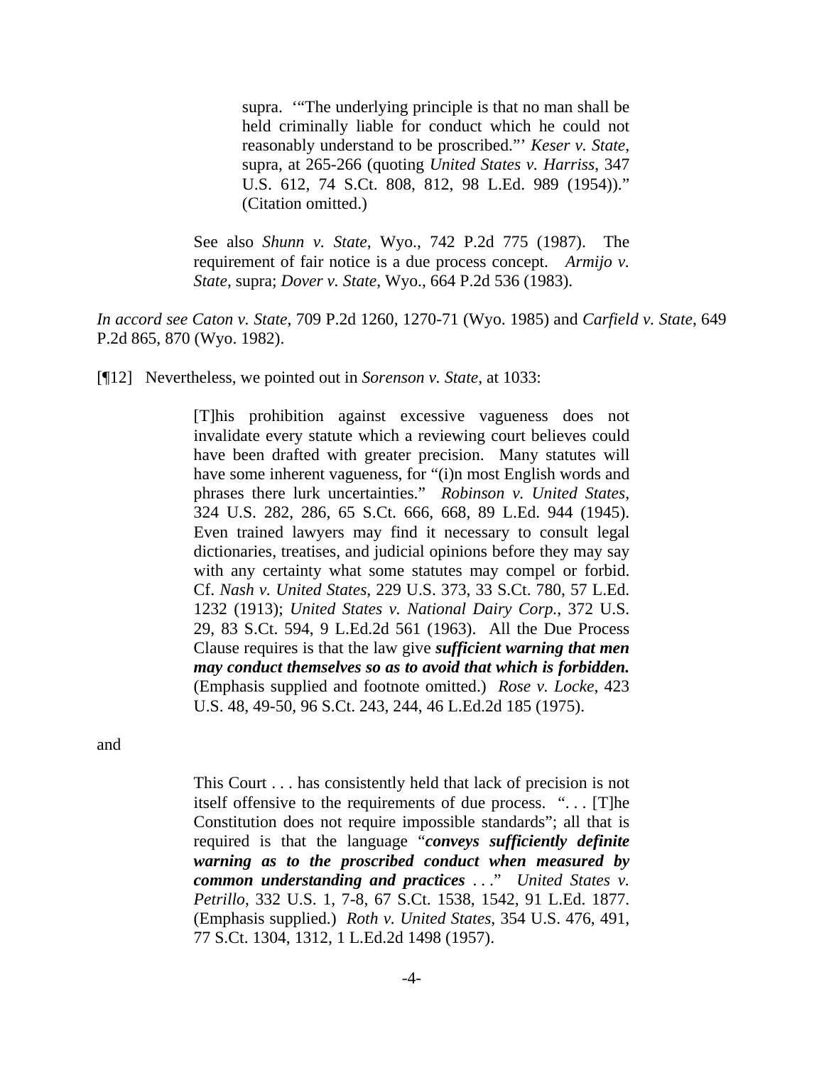> supra. '"The underlying principle is that no man shall be held criminally liable for conduct which he could not reasonably understand to be proscribed."' *Keser v. State*, supra, at 265-266 (quoting *United States v. Harriss*, 347 U.S. 612, 74 S.Ct. 808, 812, 98 L.Ed. 989 (1954))." (Citation omitted.)
>
> See also *Shunn v. State*, Wyo., 742 P.2d 775 (1987). The requirement of fair notice is a due process concept. *Armijo v. State*, supra; *Dover v. State*, Wyo., 664 P.2d 536 (1983).

*In accord see Caton v. State*, 709 P.2d 1260, 1270-71 (Wyo. 1985) and *Carfield v. State*, 649 P.2d 865, 870 (Wyo. 1982).

[¶12] Nevertheless, we pointed out in *Sorenson v. State*, at 1033:

> [T]his prohibition against excessive vagueness does not invalidate every statute which a reviewing court believes could have been drafted with greater precision. Many statutes will have some inherent vagueness, for "(i)n most English words and phrases there lurk uncertainties." *Robinson v. United States*, 324 U.S. 282, 286, 65 S.Ct. 666, 668, 89 L.Ed. 944 (1945). Even trained lawyers may find it necessary to consult legal dictionaries, treatises, and judicial opinions before they may say with any certainty what some statutes may compel or forbid. Cf. *Nash v. United States*, 229 U.S. 373, 33 S.Ct. 780, 57 L.Ed. 1232 (1913); *United States v. National Dairy Corp.*, 372 U.S. 29, 83 S.Ct. 594, 9 L.Ed.2d 561 (1963). All the Due Process Clause requires is that the law give ***sufficient warning that men may conduct themselves so as to avoid that which is forbidden.*** (Emphasis supplied and footnote omitted.) *Rose v. Locke*, 423 U.S. 48, 49-50, 96 S.Ct. 243, 244, 46 L.Ed.2d 185 (1975).

and

> This Court . . . has consistently held that lack of precision is not itself offensive to the requirements of due process. ". . . [T]he Constitution does not require impossible standards"; all that is required is that the language "***conveys sufficiently definite warning as to the proscribed conduct when measured by common understanding and practices*** . . ." *United States v. Petrillo*, 332 U.S. 1, 7-8, 67 S.Ct. 1538, 1542, 91 L.Ed. 1877. (Emphasis supplied.) *Roth v. United States*, 354 U.S. 476, 491, 77 S.Ct. 1304, 1312, 1 L.Ed.2d 1498 (1957).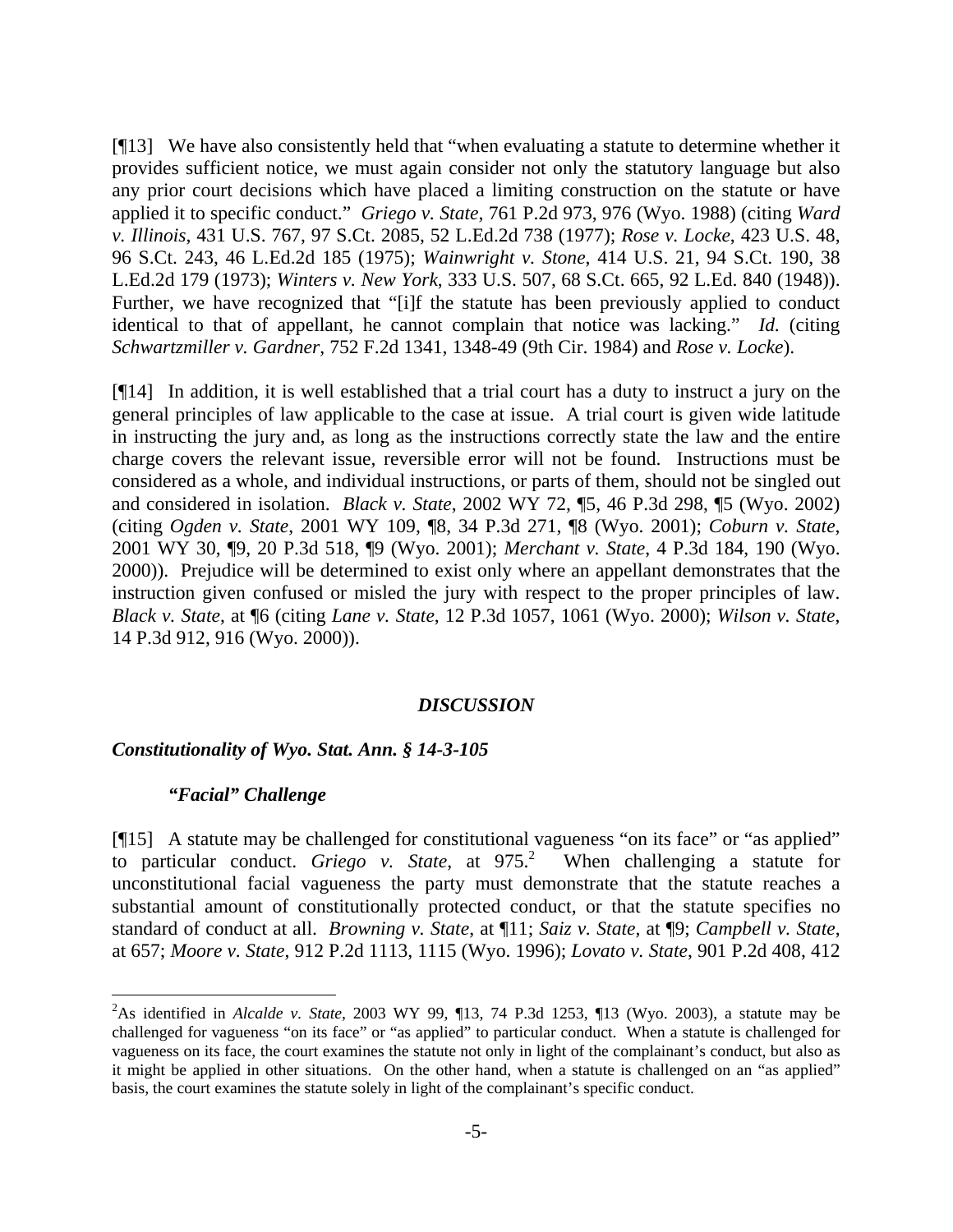[¶13] We have also consistently held that "when evaluating a statute to determine whether it provides sufficient notice, we must again consider not only the statutory language but also any prior court decisions which have placed a limiting construction on the statute or have applied it to specific conduct." *Griego v. State*, 761 P.2d 973, 976 (Wyo. 1988) (citing *Ward v. Illinois*, 431 U.S. 767, 97 S.Ct. 2085, 52 L.Ed.2d 738 (1977); *Rose v. Locke*, 423 U.S. 48, 96 S.Ct. 243, 46 L.Ed.2d 185 (1975); *Wainwright v. Stone*, 414 U.S. 21, 94 S.Ct. 190, 38 L.Ed.2d 179 (1973); *Winters v. New York*, 333 U.S. 507, 68 S.Ct. 665, 92 L.Ed. 840 (1948)). Further, we have recognized that "[i]f the statute has been previously applied to conduct identical to that of appellant, he cannot complain that notice was lacking." *Id.* (citing *Schwartzmiller v. Gardner*, 752 F.2d 1341, 1348-49 (9th Cir. 1984) and *Rose v. Locke*).

[¶14] In addition, it is well established that a trial court has a duty to instruct a jury on the general principles of law applicable to the case at issue. A trial court is given wide latitude in instructing the jury and, as long as the instructions correctly state the law and the entire charge covers the relevant issue, reversible error will not be found. Instructions must be considered as a whole, and individual instructions, or parts of them, should not be singled out and considered in isolation. *Black v. State*, 2002 WY 72, ¶5, 46 P.3d 298, ¶5 (Wyo. 2002) (citing *Ogden v. State*, 2001 WY 109, ¶8, 34 P.3d 271, ¶8 (Wyo. 2001); *Coburn v. State*, 2001 WY 30, ¶9, 20 P.3d 518, ¶9 (Wyo. 2001); *Merchant v. State*, 4 P.3d 184, 190 (Wyo. 2000)). Prejudice will be determined to exist only where an appellant demonstrates that the instruction given confused or misled the jury with respect to the proper principles of law. *Black v. State*, at ¶6 (citing *Lane v. State*, 12 P.3d 1057, 1061 (Wyo. 2000); *Wilson v. State*, 14 P.3d 912, 916 (Wyo. 2000)).

## *DISCUSSION*

### *Constitutionality of Wyo. Stat. Ann. § 14-3-105*

#### *"Facial" Challenge*

[¶15] A statute may be challenged for constitutional vagueness "on its face" or "as applied" to particular conduct. *Griego v. State*, at 975.[2] When challenging a statute for unconstitutional facial vagueness the party must demonstrate that the statute reaches a substantial amount of constitutionally protected conduct, or that the statute specifies no standard of conduct at all. *Browning v. State*, at ¶11; *Saiz v. State*, at ¶9; *Campbell v. State*, at 657; *Moore v. State*, 912 P.2d 1113, 1115 (Wyo. 1996); *Lovato v. State*, 901 P.2d 408, 412

---

[2] As identified in *Alcalde v. State*, 2003 WY 99, ¶13, 74 P.3d 1253, ¶13 (Wyo. 2003), a statute may be challenged for vagueness "on its face" or "as applied" to particular conduct. When a statute is challenged for vagueness on its face, the court examines the statute not only in light of the complainant's conduct, but also as it might be applied in other situations. On the other hand, when a statute is challenged on an "as applied" basis, the court examines the statute solely in light of the complainant's specific conduct.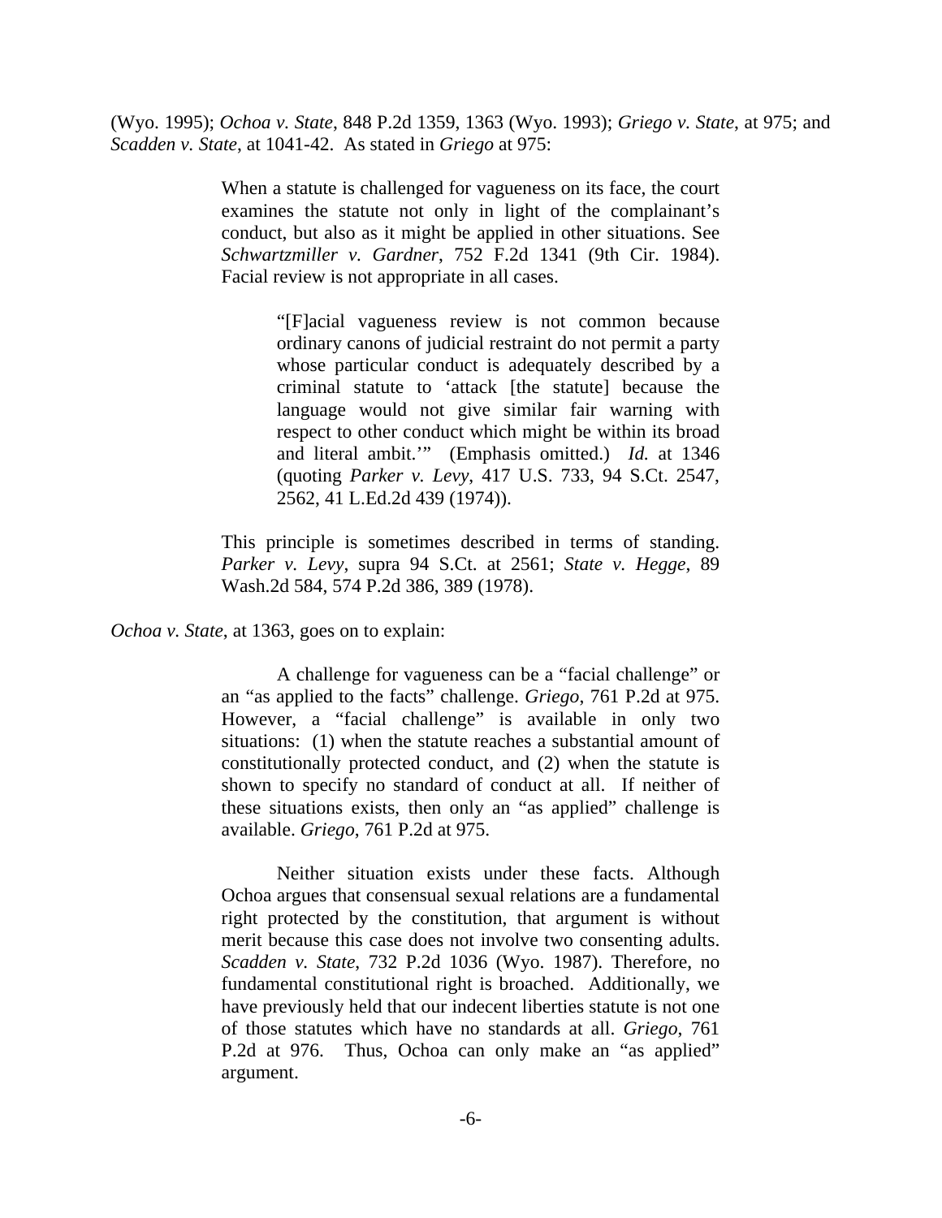(Wyo. 1995); *Ochoa v. State*, 848 P.2d 1359, 1363 (Wyo. 1993); *Griego v. State*, at 975; and *Scadden v. State*, at 1041-42. As stated in *Griego* at 975:

> When a statute is challenged for vagueness on its face, the court examines the statute not only in light of the complainant's conduct, but also as it might be applied in other situations. See *Schwartzmiller v. Gardner*, 752 F.2d 1341 (9th Cir. 1984). Facial review is not appropriate in all cases.
>
> > "[F]acial vagueness review is not common because ordinary canons of judicial restraint do not permit a party whose particular conduct is adequately described by a criminal statute to 'attack [the statute] because the language would not give similar fair warning with respect to other conduct which might be within its broad and literal ambit.'" (Emphasis omitted.) *Id.* at 1346 (quoting *Parker v. Levy*, 417 U.S. 733, 94 S.Ct. 2547, 2562, 41 L.Ed.2d 439 (1974)).
>
> This principle is sometimes described in terms of standing. *Parker v. Levy*, supra 94 S.Ct. at 2561; *State v. Hegge*, 89 Wash.2d 584, 574 P.2d 386, 389 (1978).

*Ochoa v. State*, at 1363, goes on to explain:

> A challenge for vagueness can be a "facial challenge" or an "as applied to the facts" challenge. *Griego*, 761 P.2d at 975. However, a "facial challenge" is available in only two situations: (1) when the statute reaches a substantial amount of constitutionally protected conduct, and (2) when the statute is shown to specify no standard of conduct at all. If neither of these situations exists, then only an "as applied" challenge is available. *Griego*, 761 P.2d at 975.
>
> Neither situation exists under these facts. Although Ochoa argues that consensual sexual relations are a fundamental right protected by the constitution, that argument is without merit because this case does not involve two consenting adults. *Scadden v. State*, 732 P.2d 1036 (Wyo. 1987). Therefore, no fundamental constitutional right is broached. Additionally, we have previously held that our indecent liberties statute is not one of those statutes which have no standards at all. *Griego*, 761 P.2d at 976. Thus, Ochoa can only make an "as applied" argument.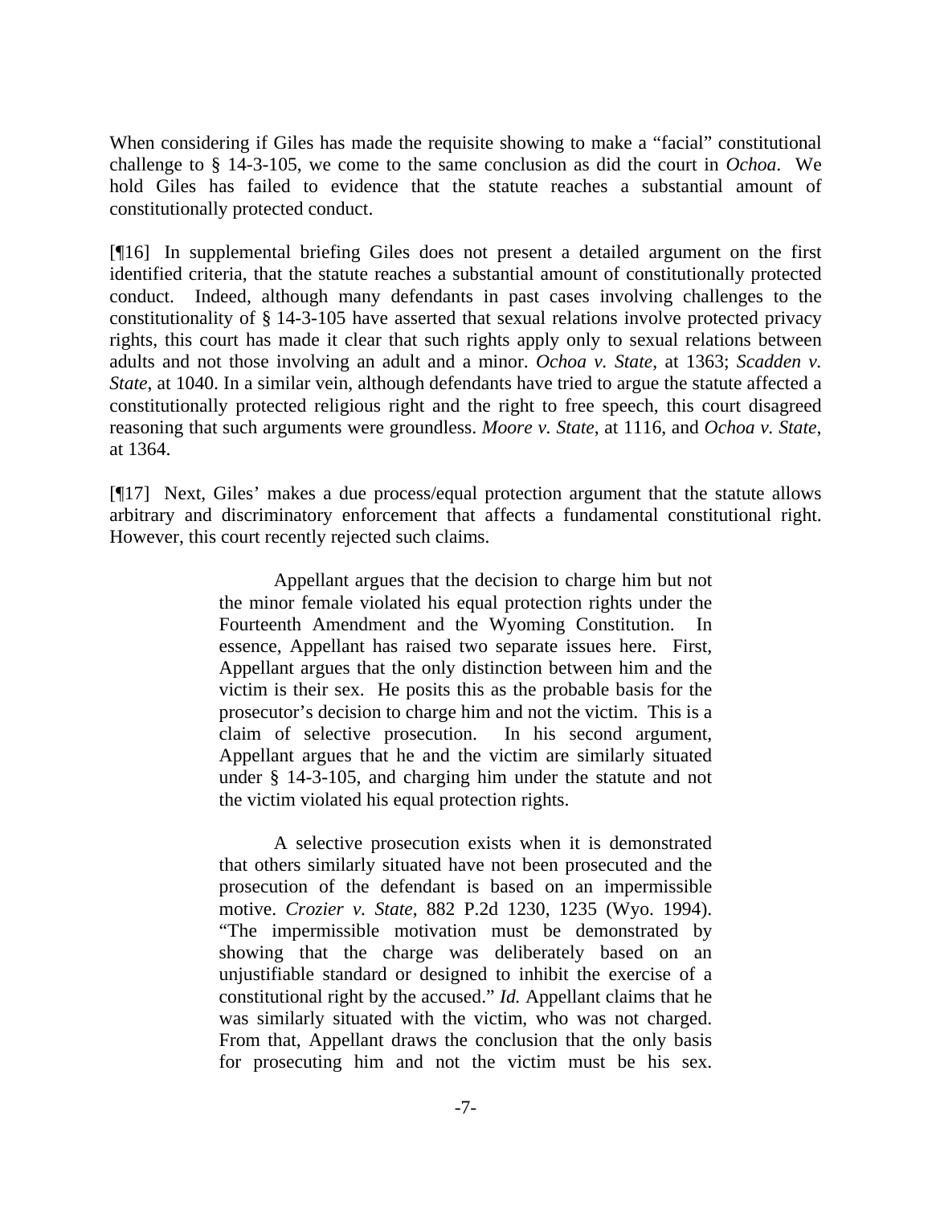When considering if Giles has made the requisite showing to make a "facial" constitutional challenge to § 14-3-105, we come to the same conclusion as did the court in *Ochoa*. We hold Giles has failed to evidence that the statute reaches a substantial amount of constitutionally protected conduct.

[¶16] In supplemental briefing Giles does not present a detailed argument on the first identified criteria, that the statute reaches a substantial amount of constitutionally protected conduct. Indeed, although many defendants in past cases involving challenges to the constitutionality of § 14-3-105 have asserted that sexual relations involve protected privacy rights, this court has made it clear that such rights apply only to sexual relations between adults and not those involving an adult and a minor. *Ochoa v. State*, at 1363; *Scadden v. State*, at 1040. In a similar vein, although defendants have tried to argue the statute affected a constitutionally protected religious right and the right to free speech, this court disagreed reasoning that such arguments were groundless. *Moore v. State*, at 1116, and *Ochoa v. State*, at 1364.

[¶17] Next, Giles' makes a due process/equal protection argument that the statute allows arbitrary and discriminatory enforcement that affects a fundamental constitutional right. However, this court recently rejected such claims.

> Appellant argues that the decision to charge him but not the minor female violated his equal protection rights under the Fourteenth Amendment and the Wyoming Constitution. In essence, Appellant has raised two separate issues here. First, Appellant argues that the only distinction between him and the victim is their sex. He posits this as the probable basis for the prosecutor's decision to charge him and not the victim. This is a claim of selective prosecution. In his second argument, Appellant argues that he and the victim are similarly situated under § 14-3-105, and charging him under the statute and not the victim violated his equal protection rights.
>
> A selective prosecution exists when it is demonstrated that others similarly situated have not been prosecuted and the prosecution of the defendant is based on an impermissible motive. *Crozier v. State*, 882 P.2d 1230, 1235 (Wyo. 1994). "The impermissible motivation must be demonstrated by showing that the charge was deliberately based on an unjustifiable standard or designed to inhibit the exercise of a constitutional right by the accused." *Id.* Appellant claims that he was similarly situated with the victim, who was not charged. From that, Appellant draws the conclusion that the only basis for prosecuting him and not the victim must be his sex.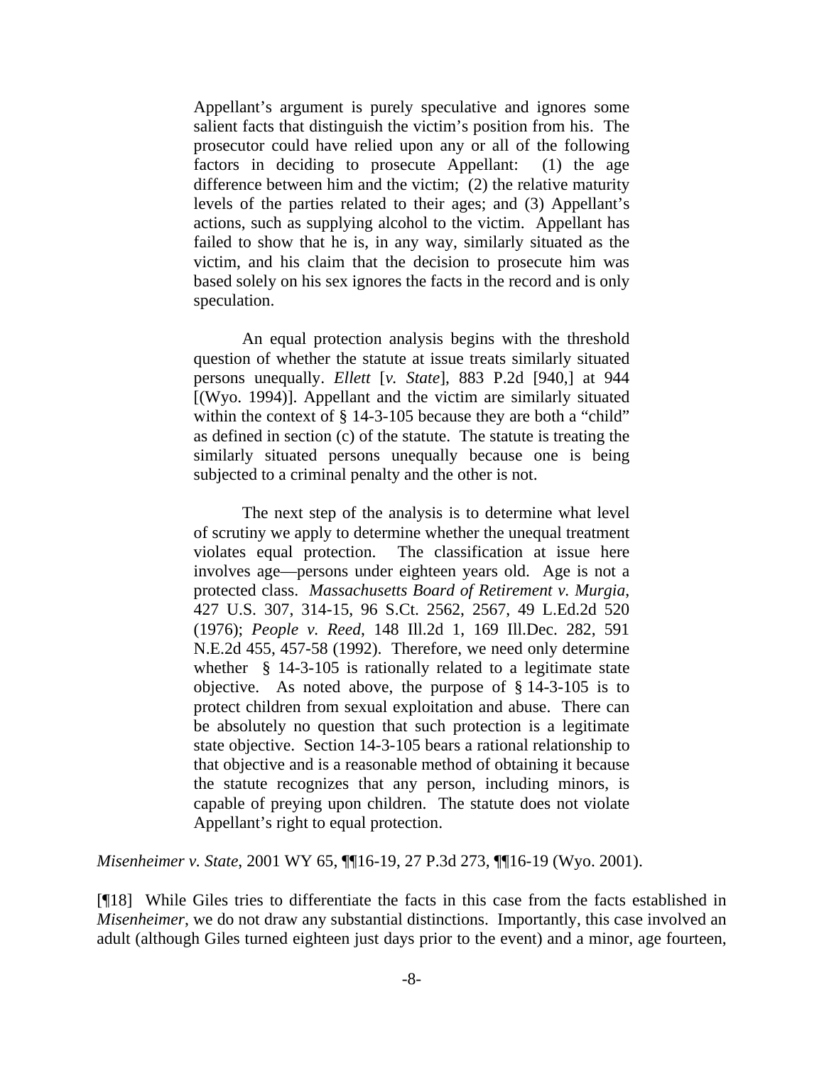> Appellant's argument is purely speculative and ignores some salient facts that distinguish the victim's position from his. The prosecutor could have relied upon any or all of the following factors in deciding to prosecute Appellant: (1) the age difference between him and the victim; (2) the relative maturity levels of the parties related to their ages; and (3) Appellant's actions, such as supplying alcohol to the victim. Appellant has failed to show that he is, in any way, similarly situated as the victim, and his claim that the decision to prosecute him was based solely on his sex ignores the facts in the record and is only speculation.
>
> An equal protection analysis begins with the threshold question of whether the statute at issue treats similarly situated persons unequally. *Ellett* [*v. State*], 883 P.2d [940,] at 944 [(Wyo. 1994)]. Appellant and the victim are similarly situated within the context of § 14-3-105 because they are both a "child" as defined in section (c) of the statute. The statute is treating the similarly situated persons unequally because one is being subjected to a criminal penalty and the other is not.
>
> The next step of the analysis is to determine what level of scrutiny we apply to determine whether the unequal treatment violates equal protection. The classification at issue here involves age—persons under eighteen years old. Age is not a protected class. *Massachusetts Board of Retirement v. Murgia*, 427 U.S. 307, 314-15, 96 S.Ct. 2562, 2567, 49 L.Ed.2d 520 (1976); *People v. Reed*, 148 Ill.2d 1, 169 Ill.Dec. 282, 591 N.E.2d 455, 457-58 (1992). Therefore, we need only determine whether § 14-3-105 is rationally related to a legitimate state objective. As noted above, the purpose of § 14-3-105 is to protect children from sexual exploitation and abuse. There can be absolutely no question that such protection is a legitimate state objective. Section 14-3-105 bears a rational relationship to that objective and is a reasonable method of obtaining it because the statute recognizes that any person, including minors, is capable of preying upon children. The statute does not violate Appellant's right to equal protection.

*Misenheimer v. State*, 2001 WY 65, ¶¶16-19, 27 P.3d 273, ¶¶16-19 (Wyo. 2001).

[¶18] While Giles tries to differentiate the facts in this case from the facts established in *Misenheimer*, we do not draw any substantial distinctions. Importantly, this case involved an adult (although Giles turned eighteen just days prior to the event) and a minor, age fourteen,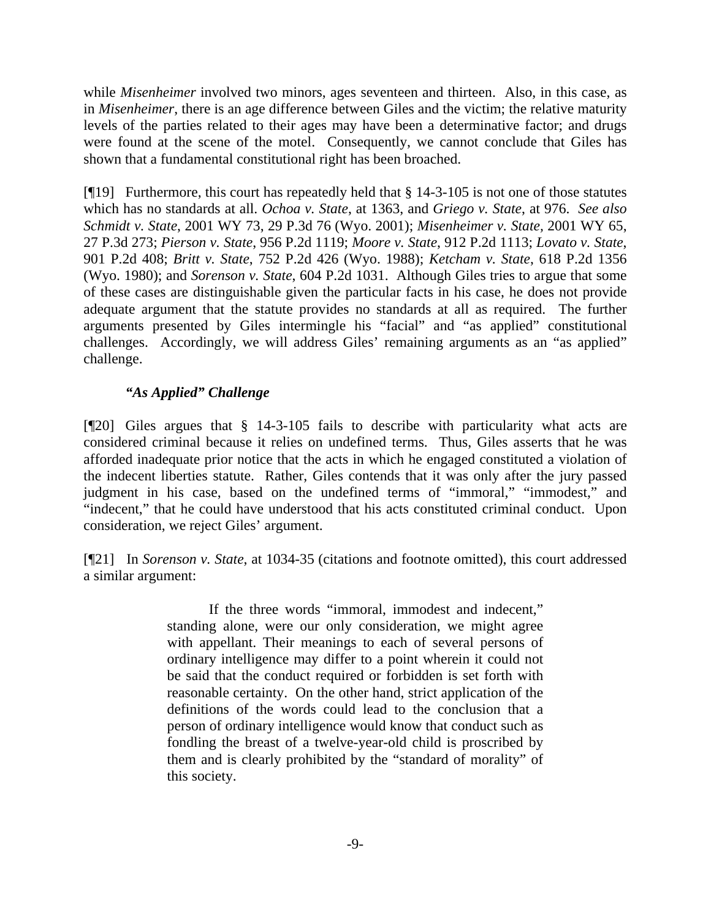while *Misenheimer* involved two minors, ages seventeen and thirteen. Also, in this case, as in *Misenheimer*, there is an age difference between Giles and the victim; the relative maturity levels of the parties related to their ages may have been a determinative factor; and drugs were found at the scene of the motel. Consequently, we cannot conclude that Giles has shown that a fundamental constitutional right has been broached.

[¶19] Furthermore, this court has repeatedly held that § 14-3-105 is not one of those statutes which has no standards at all. *Ochoa v. State*, at 1363, and *Griego v. State*, at 976. *See also Schmidt v. State*, 2001 WY 73, 29 P.3d 76 (Wyo. 2001); *Misenheimer v. State*, 2001 WY 65, 27 P.3d 273; *Pierson v. State*, 956 P.2d 1119; *Moore v. State*, 912 P.2d 1113; *Lovato v. State*, 901 P.2d 408; *Britt v. State*, 752 P.2d 426 (Wyo. 1988); *Ketcham v. State*, 618 P.2d 1356 (Wyo. 1980); and *Sorenson v. State*, 604 P.2d 1031. Although Giles tries to argue that some of these cases are distinguishable given the particular facts in his case, he does not provide adequate argument that the statute provides no standards at all as required. The further arguments presented by Giles intermingle his "facial" and "as applied" constitutional challenges. Accordingly, we will address Giles' remaining arguments as an "as applied" challenge.

### *"As Applied" Challenge*

[¶20] Giles argues that § 14-3-105 fails to describe with particularity what acts are considered criminal because it relies on undefined terms. Thus, Giles asserts that he was afforded inadequate prior notice that the acts in which he engaged constituted a violation of the indecent liberties statute. Rather, Giles contends that it was only after the jury passed judgment in his case, based on the undefined terms of "immoral," "immodest," and "indecent," that he could have understood that his acts constituted criminal conduct. Upon consideration, we reject Giles' argument.

[¶21] In *Sorenson v. State*, at 1034-35 (citations and footnote omitted), this court addressed a similar argument:

> If the three words "immoral, immodest and indecent," standing alone, were our only consideration, we might agree with appellant. Their meanings to each of several persons of ordinary intelligence may differ to a point wherein it could not be said that the conduct required or forbidden is set forth with reasonable certainty. On the other hand, strict application of the definitions of the words could lead to the conclusion that a person of ordinary intelligence would know that conduct such as fondling the breast of a twelve-year-old child is proscribed by them and is clearly prohibited by the "standard of morality" of this society.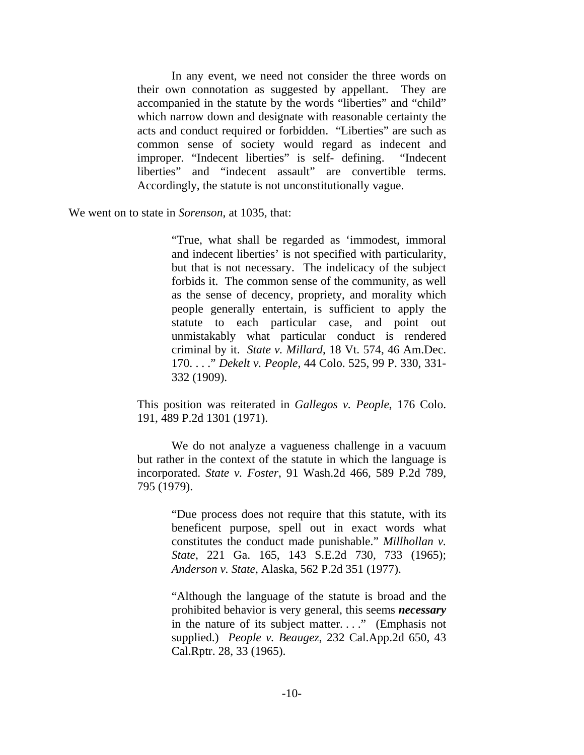> In any event, we need not consider the three words on their own connotation as suggested by appellant. They are accompanied in the statute by the words "liberties" and "child" which narrow down and designate with reasonable certainty the acts and conduct required or forbidden. "Liberties" are such as common sense of society would regard as indecent and improper. "Indecent liberties" is self- defining. "Indecent liberties" and "indecent assault" are convertible terms. Accordingly, the statute is not unconstitutionally vague.

We went on to state in *Sorenson*, at 1035, that:

> > "True, what shall be regarded as 'immodest, immoral and indecent liberties' is not specified with particularity, but that is not necessary. The indelicacy of the subject forbids it. The common sense of the community, as well as the sense of decency, propriety, and morality which people generally entertain, is sufficient to apply the statute to each particular case, and point out unmistakably what particular conduct is rendered criminal by it. *State v. Millard*, 18 Vt. 574, 46 Am.Dec. 170. . . ." *Dekelt v. People*, 44 Colo. 525, 99 P. 330, 331-332 (1909).
>
> This position was reiterated in *Gallegos v. People*, 176 Colo. 191, 489 P.2d 1301 (1971).
>
> We do not analyze a vagueness challenge in a vacuum but rather in the context of the statute in which the language is incorporated. *State v. Foster*, 91 Wash.2d 466, 589 P.2d 789, 795 (1979).
>
> > "Due process does not require that this statute, with its beneficent purpose, spell out in exact words what constitutes the conduct made punishable." *Millhollan v. State*, 221 Ga. 165, 143 S.E.2d 730, 733 (1965); *Anderson v. State*, Alaska, 562 P.2d 351 (1977).
> >
> > "Although the language of the statute is broad and the prohibited behavior is very general, this seems ***necessary*** in the nature of its subject matter. . . ." (Emphasis not supplied.) *People v. Beaugez*, 232 Cal.App.2d 650, 43 Cal.Rptr. 28, 33 (1965).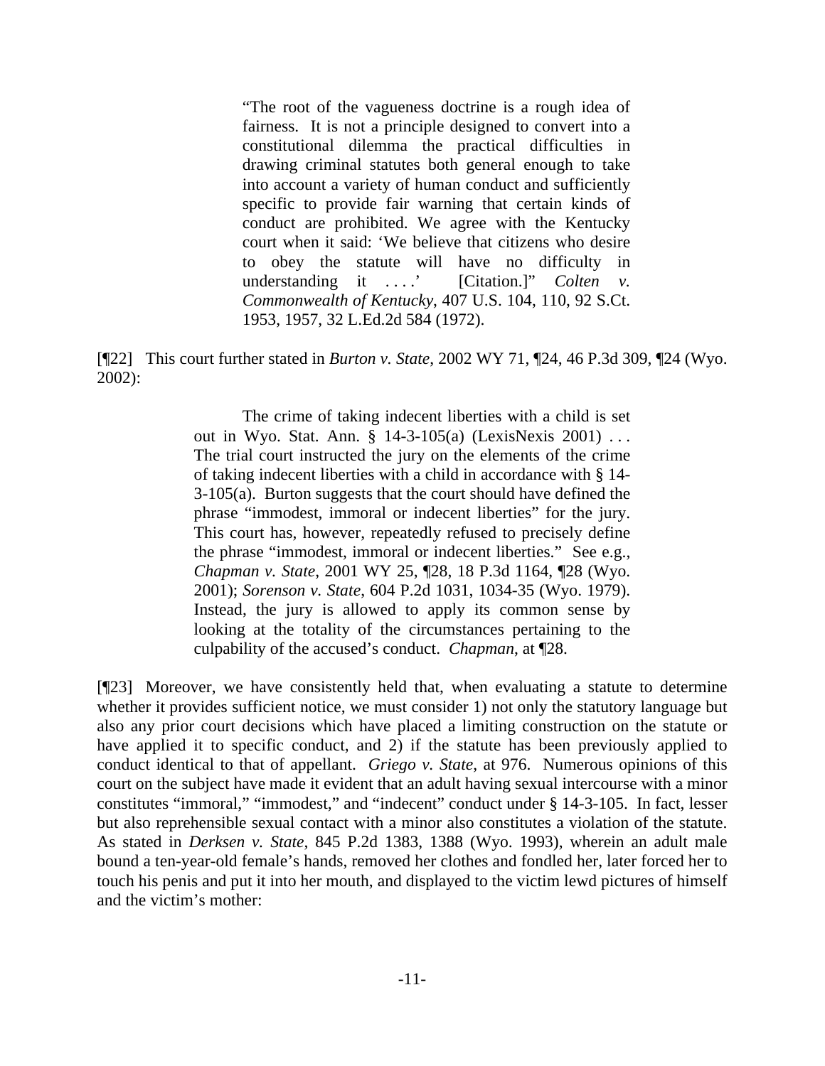> "The root of the vagueness doctrine is a rough idea of fairness. It is not a principle designed to convert into a constitutional dilemma the practical difficulties in drawing criminal statutes both general enough to take into account a variety of human conduct and sufficiently specific to provide fair warning that certain kinds of conduct are prohibited. We agree with the Kentucky court when it said: 'We believe that citizens who desire to obey the statute will have no difficulty in understanding it . . . .' [Citation.]" *Colten v. Commonwealth of Kentucky*, 407 U.S. 104, 110, 92 S.Ct. 1953, 1957, 32 L.Ed.2d 584 (1972).

[¶22] This court further stated in *Burton v. State*, 2002 WY 71, ¶24, 46 P.3d 309, ¶24 (Wyo. 2002):

> The crime of taking indecent liberties with a child is set out in Wyo. Stat. Ann. § 14-3-105(a) (LexisNexis 2001) . . . The trial court instructed the jury on the elements of the crime of taking indecent liberties with a child in accordance with § 14-3-105(a). Burton suggests that the court should have defined the phrase "immodest, immoral or indecent liberties" for the jury. This court has, however, repeatedly refused to precisely define the phrase "immodest, immoral or indecent liberties." See e.g., *Chapman v. State*, 2001 WY 25, ¶28, 18 P.3d 1164, ¶28 (Wyo. 2001); *Sorenson v. State*, 604 P.2d 1031, 1034-35 (Wyo. 1979). Instead, the jury is allowed to apply its common sense by looking at the totality of the circumstances pertaining to the culpability of the accused's conduct. *Chapman*, at ¶28.

[¶23] Moreover, we have consistently held that, when evaluating a statute to determine whether it provides sufficient notice, we must consider 1) not only the statutory language but also any prior court decisions which have placed a limiting construction on the statute or have applied it to specific conduct, and 2) if the statute has been previously applied to conduct identical to that of appellant. *Griego v. State*, at 976. Numerous opinions of this court on the subject have made it evident that an adult having sexual intercourse with a minor constitutes "immoral," "immodest," and "indecent" conduct under § 14-3-105. In fact, lesser but also reprehensible sexual contact with a minor also constitutes a violation of the statute. As stated in *Derksen v. State*, 845 P.2d 1383, 1388 (Wyo. 1993), wherein an adult male bound a ten-year-old female's hands, removed her clothes and fondled her, later forced her to touch his penis and put it into her mouth, and displayed to the victim lewd pictures of himself and the victim's mother: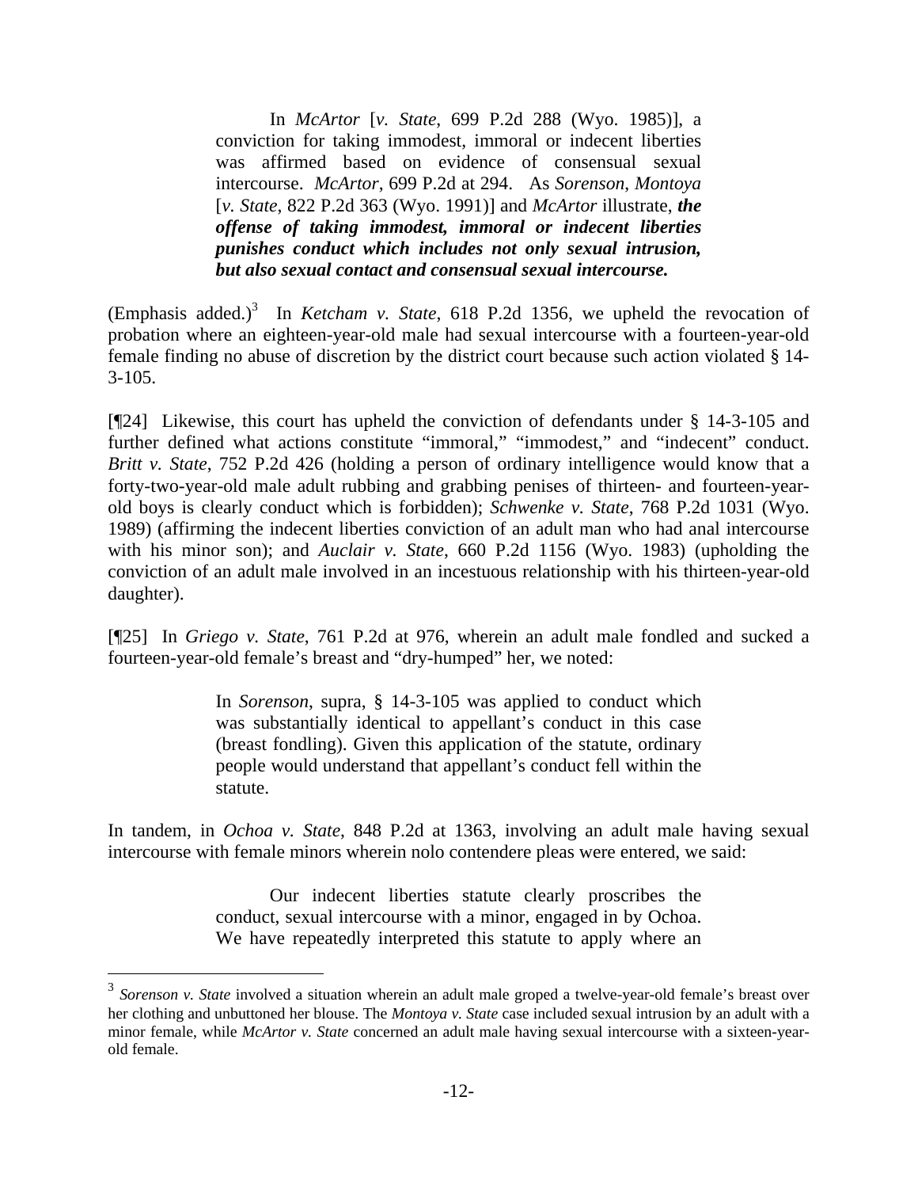> In *McArtor* [*v. State*, 699 P.2d 288 (Wyo. 1985)], a conviction for taking immodest, immoral or indecent liberties was affirmed based on evidence of consensual sexual intercourse. *McArtor*, 699 P.2d at 294. As *Sorenson*, *Montoya* [*v. State*, 822 P.2d 363 (Wyo. 1991)] and *McArtor* illustrate, ***the offense of taking immodest, immoral or indecent liberties punishes conduct which includes not only sexual intrusion, but also sexual contact and consensual sexual intercourse.***

(Emphasis added.)[3] In *Ketcham v. State*, 618 P.2d 1356, we upheld the revocation of probation where an eighteen-year-old male had sexual intercourse with a fourteen-year-old female finding no abuse of discretion by the district court because such action violated § 14-3-105.

[¶24] Likewise, this court has upheld the conviction of defendants under § 14-3-105 and further defined what actions constitute "immoral," "immodest," and "indecent" conduct. *Britt v. State*, 752 P.2d 426 (holding a person of ordinary intelligence would know that a forty-two-year-old male adult rubbing and grabbing penises of thirteen- and fourteen-year-old boys is clearly conduct which is forbidden); *Schwenke v. State*, 768 P.2d 1031 (Wyo. 1989) (affirming the indecent liberties conviction of an adult man who had anal intercourse with his minor son); and *Auclair v. State*, 660 P.2d 1156 (Wyo. 1983) (upholding the conviction of an adult male involved in an incestuous relationship with his thirteen-year-old daughter).

[¶25] In *Griego v. State*, 761 P.2d at 976, wherein an adult male fondled and sucked a fourteen-year-old female's breast and "dry-humped" her, we noted:

> In *Sorenson*, supra, § 14-3-105 was applied to conduct which was substantially identical to appellant's conduct in this case (breast fondling). Given this application of the statute, ordinary people would understand that appellant's conduct fell within the statute.

In tandem, in *Ochoa v. State*, 848 P.2d at 1363, involving an adult male having sexual intercourse with female minors wherein nolo contendere pleas were entered, we said:

> Our indecent liberties statute clearly proscribes the conduct, sexual intercourse with a minor, engaged in by Ochoa. We have repeatedly interpreted this statute to apply where an

---

[3] *Sorenson v. State* involved a situation wherein an adult male groped a twelve-year-old female's breast over her clothing and unbuttoned her blouse. The *Montoya v. State* case included sexual intrusion by an adult with a minor female, while *McArtor v. State* concerned an adult male having sexual intercourse with a sixteen-year-old female.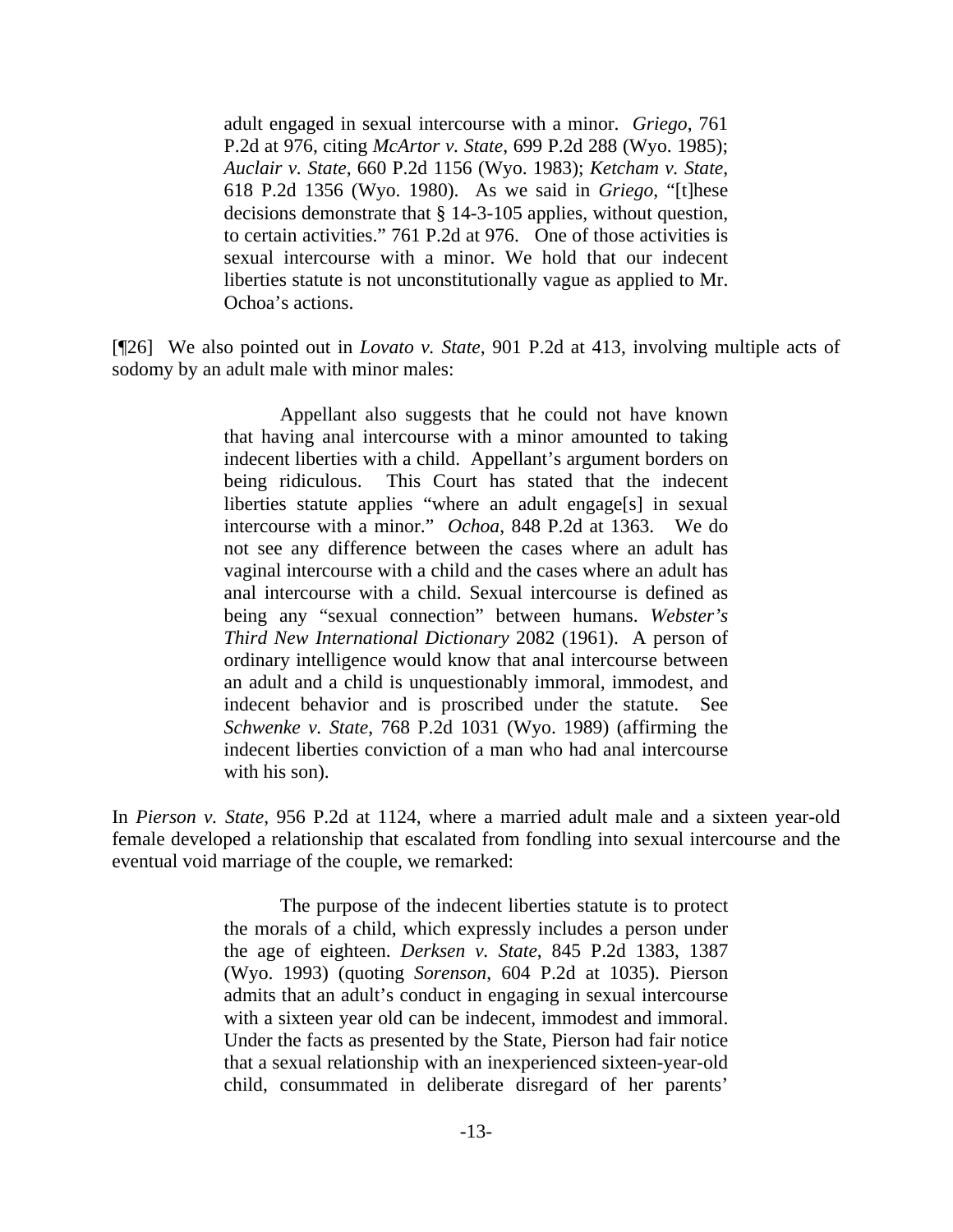> adult engaged in sexual intercourse with a minor. *Griego*, 761 P.2d at 976, citing *McArtor v. State*, 699 P.2d 288 (Wyo. 1985); *Auclair v. State*, 660 P.2d 1156 (Wyo. 1983); *Ketcham v. State*, 618 P.2d 1356 (Wyo. 1980). As we said in *Griego*, "[t]hese decisions demonstrate that § 14-3-105 applies, without question, to certain activities." 761 P.2d at 976. One of those activities is sexual intercourse with a minor. We hold that our indecent liberties statute is not unconstitutionally vague as applied to Mr. Ochoa's actions.

[¶26] We also pointed out in *Lovato v. State*, 901 P.2d at 413, involving multiple acts of sodomy by an adult male with minor males:

> Appellant also suggests that he could not have known that having anal intercourse with a minor amounted to taking indecent liberties with a child. Appellant's argument borders on being ridiculous. This Court has stated that the indecent liberties statute applies "where an adult engage[s] in sexual intercourse with a minor." *Ochoa*, 848 P.2d at 1363. We do not see any difference between the cases where an adult has vaginal intercourse with a child and the cases where an adult has anal intercourse with a child. Sexual intercourse is defined as being any "sexual connection" between humans. *Webster's Third New International Dictionary* 2082 (1961). A person of ordinary intelligence would know that anal intercourse between an adult and a child is unquestionably immoral, immodest, and indecent behavior and is proscribed under the statute. See *Schwenke v. State*, 768 P.2d 1031 (Wyo. 1989) (affirming the indecent liberties conviction of a man who had anal intercourse with his son).

In *Pierson v. State*, 956 P.2d at 1124, where a married adult male and a sixteen year-old female developed a relationship that escalated from fondling into sexual intercourse and the eventual void marriage of the couple, we remarked:

> The purpose of the indecent liberties statute is to protect the morals of a child, which expressly includes a person under the age of eighteen. *Derksen v. State*, 845 P.2d 1383, 1387 (Wyo. 1993) (quoting *Sorenson*, 604 P.2d at 1035). Pierson admits that an adult's conduct in engaging in sexual intercourse with a sixteen year old can be indecent, immodest and immoral. Under the facts as presented by the State, Pierson had fair notice that a sexual relationship with an inexperienced sixteen-year-old child, consummated in deliberate disregard of her parents'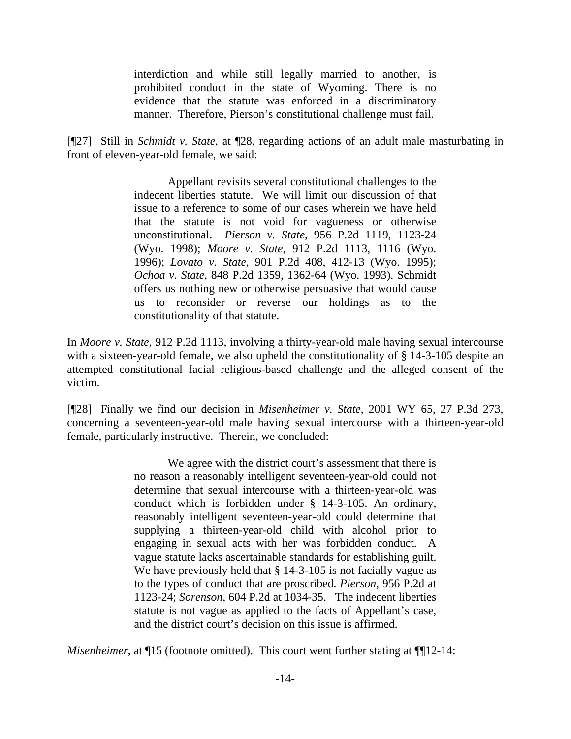> interdiction and while still legally married to another, is prohibited conduct in the state of Wyoming. There is no evidence that the statute was enforced in a discriminatory manner. Therefore, Pierson's constitutional challenge must fail.

[¶27] Still in *Schmidt v. State*, at ¶28, regarding actions of an adult male masturbating in front of eleven-year-old female, we said:

> Appellant revisits several constitutional challenges to the indecent liberties statute. We will limit our discussion of that issue to a reference to some of our cases wherein we have held that the statute is not void for vagueness or otherwise unconstitutional. *Pierson v. State*, 956 P.2d 1119, 1123-24 (Wyo. 1998); *Moore v. State*, 912 P.2d 1113, 1116 (Wyo. 1996); *Lovato v. State*, 901 P.2d 408, 412-13 (Wyo. 1995); *Ochoa v. State*, 848 P.2d 1359, 1362-64 (Wyo. 1993). Schmidt offers us nothing new or otherwise persuasive that would cause us to reconsider or reverse our holdings as to the constitutionality of that statute.

In *Moore v. State*, 912 P.2d 1113, involving a thirty-year-old male having sexual intercourse with a sixteen-year-old female, we also upheld the constitutionality of § 14-3-105 despite an attempted constitutional facial religious-based challenge and the alleged consent of the victim.

[¶28] Finally we find our decision in *Misenheimer v. State*, 2001 WY 65, 27 P.3d 273, concerning a seventeen-year-old male having sexual intercourse with a thirteen-year-old female, particularly instructive. Therein, we concluded:

> We agree with the district court's assessment that there is no reason a reasonably intelligent seventeen-year-old could not determine that sexual intercourse with a thirteen-year-old was conduct which is forbidden under § 14-3-105. An ordinary, reasonably intelligent seventeen-year-old could determine that supplying a thirteen-year-old child with alcohol prior to engaging in sexual acts with her was forbidden conduct. A vague statute lacks ascertainable standards for establishing guilt. We have previously held that § 14-3-105 is not facially vague as to the types of conduct that are proscribed. *Pierson*, 956 P.2d at 1123-24; *Sorenson*, 604 P.2d at 1034-35. The indecent liberties statute is not vague as applied to the facts of Appellant's case, and the district court's decision on this issue is affirmed.

*Misenheimer*, at ¶15 (footnote omitted). This court went further stating at ¶¶12-14: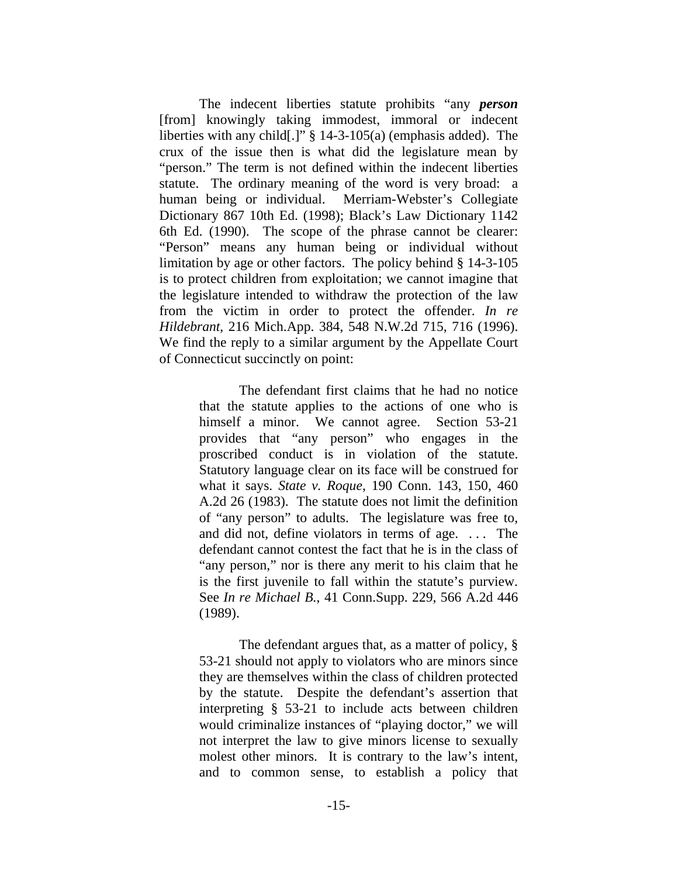The indecent liberties statute prohibits "any ***person*** [from] knowingly taking immodest, immoral or indecent liberties with any child[.]" § 14-3-105(a) (emphasis added). The crux of the issue then is what did the legislature mean by "person." The term is not defined within the indecent liberties statute. The ordinary meaning of the word is very broad: a human being or individual. Merriam-Webster's Collegiate Dictionary 867 10th Ed. (1998); Black's Law Dictionary 1142 6th Ed. (1990). The scope of the phrase cannot be clearer: "Person" means any human being or individual without limitation by age or other factors. The policy behind § 14-3-105 is to protect children from exploitation; we cannot imagine that the legislature intended to withdraw the protection of the law from the victim in order to protect the offender. *In re Hildebrant*, 216 Mich.App. 384, 548 N.W.2d 715, 716 (1996). We find the reply to a similar argument by the Appellate Court of Connecticut succinctly on point:

> The defendant first claims that he had no notice that the statute applies to the actions of one who is himself a minor. We cannot agree. Section 53-21 provides that "any person" who engages in the proscribed conduct is in violation of the statute. Statutory language clear on its face will be construed for what it says. *State v. Roque*, 190 Conn. 143, 150, 460 A.2d 26 (1983). The statute does not limit the definition of "any person" to adults. The legislature was free to, and did not, define violators in terms of age. . . . The defendant cannot contest the fact that he is in the class of "any person," nor is there any merit to his claim that he is the first juvenile to fall within the statute's purview. See *In re Michael B.*, 41 Conn.Supp. 229, 566 A.2d 446 (1989).
>
> The defendant argues that, as a matter of policy, § 53-21 should not apply to violators who are minors since they are themselves within the class of children protected by the statute. Despite the defendant's assertion that interpreting § 53-21 to include acts between children would criminalize instances of "playing doctor," we will not interpret the law to give minors license to sexually molest other minors. It is contrary to the law's intent, and to common sense, to establish a policy that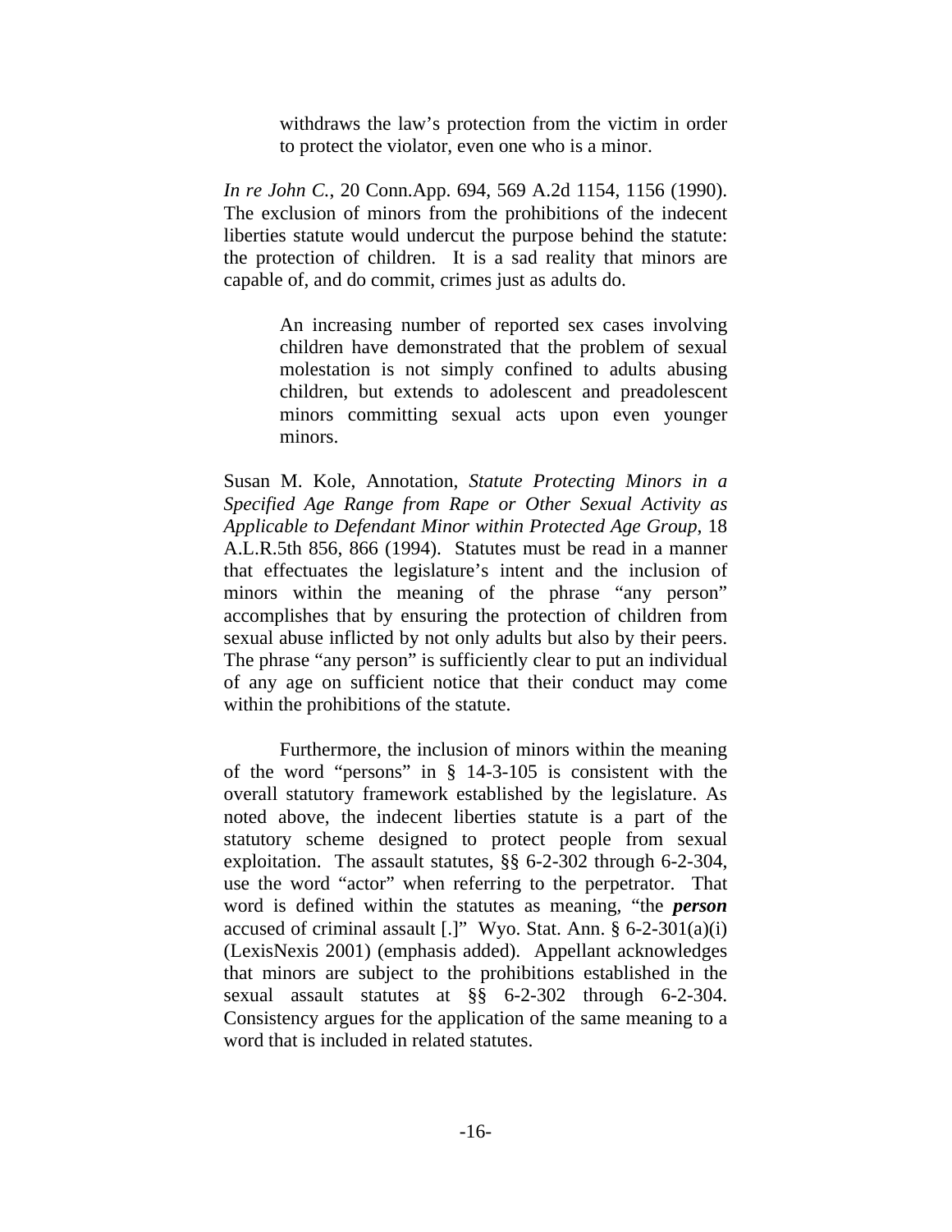> withdraws the law's protection from the victim in order to protect the violator, even one who is a minor.

*In re John C.*, 20 Conn.App. 694, 569 A.2d 1154, 1156 (1990). The exclusion of minors from the prohibitions of the indecent liberties statute would undercut the purpose behind the statute: the protection of children. It is a sad reality that minors are capable of, and do commit, crimes just as adults do.

> An increasing number of reported sex cases involving children have demonstrated that the problem of sexual molestation is not simply confined to adults abusing children, but extends to adolescent and preadolescent minors committing sexual acts upon even younger minors.

Susan M. Kole, Annotation, *Statute Protecting Minors in a Specified Age Range from Rape or Other Sexual Activity as Applicable to Defendant Minor within Protected Age Group*, 18 A.L.R.5th 856, 866 (1994). Statutes must be read in a manner that effectuates the legislature's intent and the inclusion of minors within the meaning of the phrase "any person" accomplishes that by ensuring the protection of children from sexual abuse inflicted by not only adults but also by their peers. The phrase "any person" is sufficiently clear to put an individual of any age on sufficient notice that their conduct may come within the prohibitions of the statute.

Furthermore, the inclusion of minors within the meaning of the word "persons" in § 14-3-105 is consistent with the overall statutory framework established by the legislature. As noted above, the indecent liberties statute is a part of the statutory scheme designed to protect people from sexual exploitation. The assault statutes, §§ 6-2-302 through 6-2-304, use the word "actor" when referring to the perpetrator. That word is defined within the statutes as meaning, "the ***person*** accused of criminal assault [.]" Wyo. Stat. Ann. § 6-2-301(a)(i) (LexisNexis 2001) (emphasis added). Appellant acknowledges that minors are subject to the prohibitions established in the sexual assault statutes at §§ 6-2-302 through 6-2-304. Consistency argues for the application of the same meaning to a word that is included in related statutes.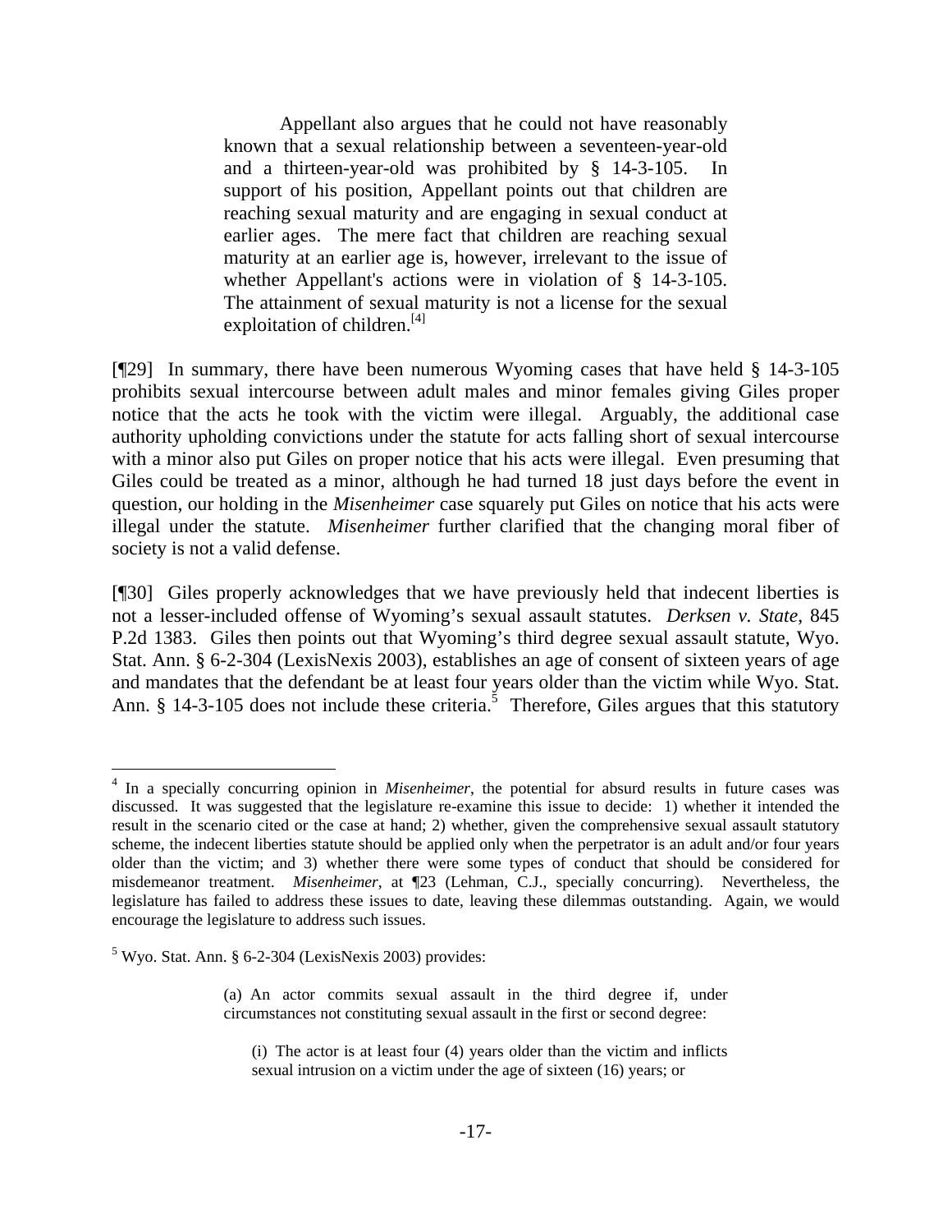> Appellant also argues that he could not have reasonably known that a sexual relationship between a seventeen-year-old and a thirteen-year-old was prohibited by § 14-3-105. In support of his position, Appellant points out that children are reaching sexual maturity and are engaging in sexual conduct at earlier ages. The mere fact that children are reaching sexual maturity at an earlier age is, however, irrelevant to the issue of whether Appellant's actions were in violation of § 14-3-105. The attainment of sexual maturity is not a license for the sexual exploitation of children.[4]

[¶29] In summary, there have been numerous Wyoming cases that have held § 14-3-105 prohibits sexual intercourse between adult males and minor females giving Giles proper notice that the acts he took with the victim were illegal. Arguably, the additional case authority upholding convictions under the statute for acts falling short of sexual intercourse with a minor also put Giles on proper notice that his acts were illegal. Even presuming that Giles could be treated as a minor, although he had turned 18 just days before the event in question, our holding in the *Misenheimer* case squarely put Giles on notice that his acts were illegal under the statute. *Misenheimer* further clarified that the changing moral fiber of society is not a valid defense.

[¶30] Giles properly acknowledges that we have previously held that indecent liberties is not a lesser-included offense of Wyoming's sexual assault statutes. *Derksen v. State*, 845 P.2d 1383. Giles then points out that Wyoming's third degree sexual assault statute, Wyo. Stat. Ann. § 6-2-304 (LexisNexis 2003), establishes an age of consent of sixteen years of age and mandates that the defendant be at least four years older than the victim while Wyo. Stat. Ann. § 14-3-105 does not include these criteria.[5] Therefore, Giles argues that this statutory

---

[4] In a specially concurring opinion in *Misenheimer*, the potential for absurd results in future cases was discussed. It was suggested that the legislature re-examine this issue to decide: 1) whether it intended the result in the scenario cited or the case at hand; 2) whether, given the comprehensive sexual assault statutory scheme, the indecent liberties statute should be applied only when the perpetrator is an adult and/or four years older than the victim; and 3) whether there were some types of conduct that should be considered for misdemeanor treatment. *Misenheimer*, at ¶23 (Lehman, C.J., specially concurring). Nevertheless, the legislature has failed to address these issues to date, leaving these dilemmas outstanding. Again, we would encourage the legislature to address such issues.

[5] Wyo. Stat. Ann. § 6-2-304 (LexisNexis 2003) provides:

> (a) An actor commits sexual assault in the third degree if, under circumstances not constituting sexual assault in the first or second degree:
>
> (i) The actor is at least four (4) years older than the victim and inflicts sexual intrusion on a victim under the age of sixteen (16) years; or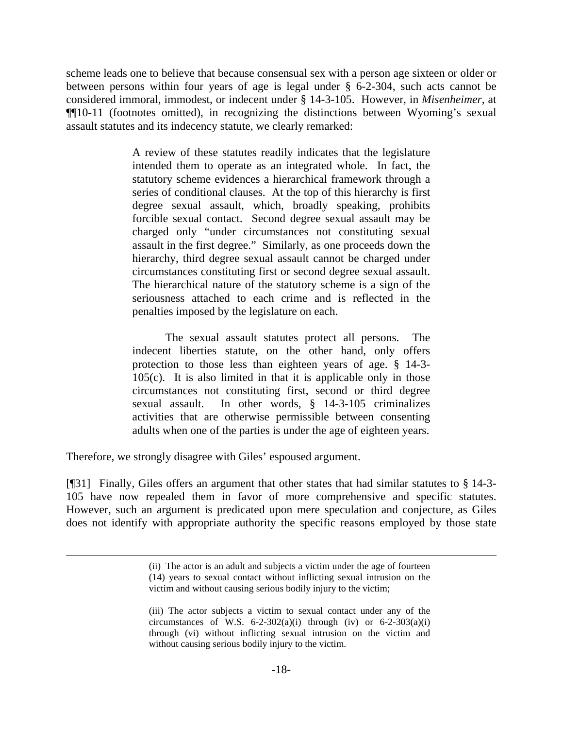scheme leads one to believe that because consensual sex with a person age sixteen or older or between persons within four years of age is legal under § 6-2-304, such acts cannot be considered immoral, immodest, or indecent under § 14-3-105. However, in *Misenheimer*, at ¶¶10-11 (footnotes omitted), in recognizing the distinctions between Wyoming's sexual assault statutes and its indecency statute, we clearly remarked:

> A review of these statutes readily indicates that the legislature intended them to operate as an integrated whole. In fact, the statutory scheme evidences a hierarchical framework through a series of conditional clauses. At the top of this hierarchy is first degree sexual assault, which, broadly speaking, prohibits forcible sexual contact. Second degree sexual assault may be charged only "under circumstances not constituting sexual assault in the first degree." Similarly, as one proceeds down the hierarchy, third degree sexual assault cannot be charged under circumstances constituting first or second degree sexual assault. The hierarchical nature of the statutory scheme is a sign of the seriousness attached to each crime and is reflected in the penalties imposed by the legislature on each.
>
> The sexual assault statutes protect all persons. The indecent liberties statute, on the other hand, only offers protection to those less than eighteen years of age. § 14-3-105(c). It is also limited in that it is applicable only in those circumstances not constituting first, second or third degree sexual assault. In other words, § 14-3-105 criminalizes activities that are otherwise permissible between consenting adults when one of the parties is under the age of eighteen years.

Therefore, we strongly disagree with Giles' espoused argument.

[¶31] Finally, Giles offers an argument that other states that had similar statutes to § 14-3-105 have now repealed them in favor of more comprehensive and specific statutes. However, such an argument is predicated upon mere speculation and conjecture, as Giles does not identify with appropriate authority the specific reasons employed by those state

---

> (ii) The actor is an adult and subjects a victim under the age of fourteen (14) years to sexual contact without inflicting sexual intrusion on the victim and without causing serious bodily injury to the victim;
>
> (iii) The actor subjects a victim to sexual contact under any of the circumstances of W.S. 6-2-302(a)(i) through (iv) or 6-2-303(a)(i) through (vi) without inflicting sexual intrusion on the victim and without causing serious bodily injury to the victim.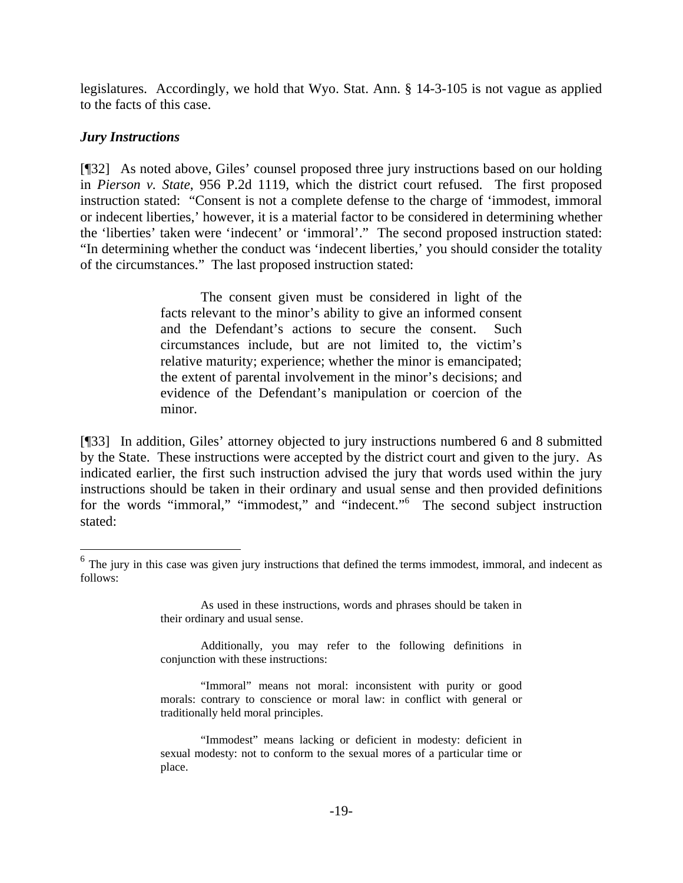legislatures. Accordingly, we hold that Wyo. Stat. Ann. § 14-3-105 is not vague as applied to the facts of this case.

***Jury Instructions***

[¶32] As noted above, Giles' counsel proposed three jury instructions based on our holding in *Pierson v. State*, 956 P.2d 1119, which the district court refused. The first proposed instruction stated: "Consent is not a complete defense to the charge of 'immodest, immoral or indecent liberties,' however, it is a material factor to be considered in determining whether the 'liberties' taken were 'indecent' or 'immoral'." The second proposed instruction stated: "In determining whether the conduct was 'indecent liberties,' you should consider the totality of the circumstances." The last proposed instruction stated:

> The consent given must be considered in light of the facts relevant to the minor's ability to give an informed consent and the Defendant's actions to secure the consent. Such circumstances include, but are not limited to, the victim's relative maturity; experience; whether the minor is emancipated; the extent of parental involvement in the minor's decisions; and evidence of the Defendant's manipulation or coercion of the minor.

[¶33] In addition, Giles' attorney objected to jury instructions numbered 6 and 8 submitted by the State. These instructions were accepted by the district court and given to the jury. As indicated earlier, the first such instruction advised the jury that words used within the jury instructions should be taken in their ordinary and usual sense and then provided definitions for the words "immoral," "immodest," and "indecent."[6] The second subject instruction stated:

---

[6] The jury in this case was given jury instructions that defined the terms immodest, immoral, and indecent as follows:

> As used in these instructions, words and phrases should be taken in their ordinary and usual sense.
>
> Additionally, you may refer to the following definitions in conjunction with these instructions:
>
> "Immoral" means not moral: inconsistent with purity or good morals: contrary to conscience or moral law: in conflict with general or traditionally held moral principles.
>
> "Immodest" means lacking or deficient in modesty: deficient in sexual modesty: not to conform to the sexual mores of a particular time or place.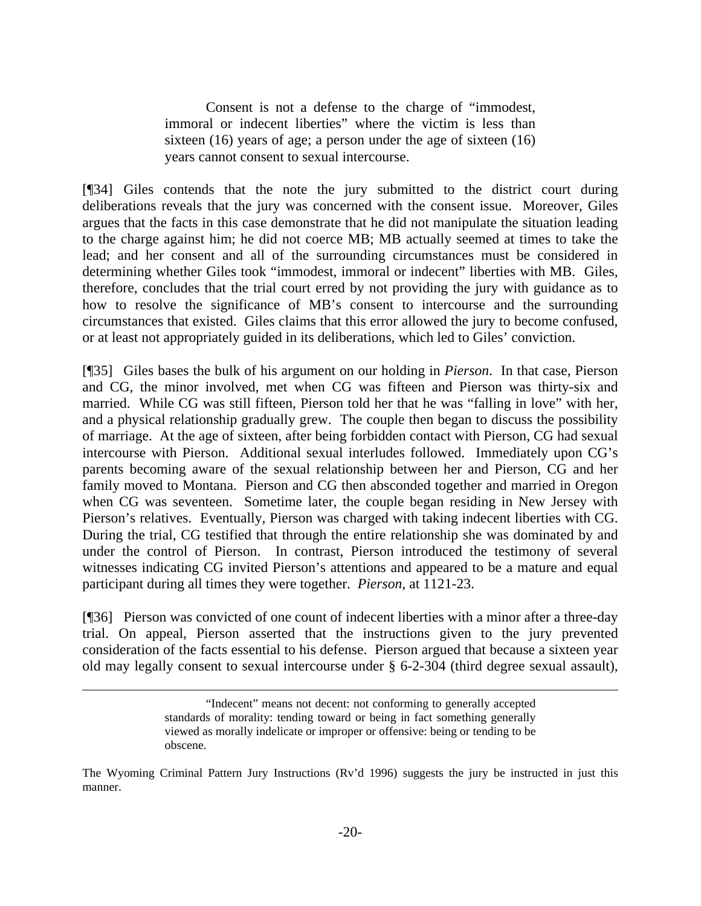> Consent is not a defense to the charge of "immodest, immoral or indecent liberties" where the victim is less than sixteen (16) years of age; a person under the age of sixteen (16) years cannot consent to sexual intercourse.

[¶34] Giles contends that the note the jury submitted to the district court during deliberations reveals that the jury was concerned with the consent issue. Moreover, Giles argues that the facts in this case demonstrate that he did not manipulate the situation leading to the charge against him; he did not coerce MB; MB actually seemed at times to take the lead; and her consent and all of the surrounding circumstances must be considered in determining whether Giles took "immodest, immoral or indecent" liberties with MB. Giles, therefore, concludes that the trial court erred by not providing the jury with guidance as to how to resolve the significance of MB's consent to intercourse and the surrounding circumstances that existed. Giles claims that this error allowed the jury to become confused, or at least not appropriately guided in its deliberations, which led to Giles' conviction.

[¶35] Giles bases the bulk of his argument on our holding in *Pierson*. In that case, Pierson and CG, the minor involved, met when CG was fifteen and Pierson was thirty-six and married. While CG was still fifteen, Pierson told her that he was "falling in love" with her, and a physical relationship gradually grew. The couple then began to discuss the possibility of marriage. At the age of sixteen, after being forbidden contact with Pierson, CG had sexual intercourse with Pierson. Additional sexual interludes followed. Immediately upon CG's parents becoming aware of the sexual relationship between her and Pierson, CG and her family moved to Montana. Pierson and CG then absconded together and married in Oregon when CG was seventeen. Sometime later, the couple began residing in New Jersey with Pierson's relatives. Eventually, Pierson was charged with taking indecent liberties with CG. During the trial, CG testified that through the entire relationship she was dominated by and under the control of Pierson. In contrast, Pierson introduced the testimony of several witnesses indicating CG invited Pierson's attentions and appeared to be a mature and equal participant during all times they were together. *Pierson*, at 1121-23.

[¶36] Pierson was convicted of one count of indecent liberties with a minor after a three-day trial. On appeal, Pierson asserted that the instructions given to the jury prevented consideration of the facts essential to his defense. Pierson argued that because a sixteen year old may legally consent to sexual intercourse under § 6-2-304 (third degree sexual assault),

---

> "Indecent" means not decent: not conforming to generally accepted standards of morality: tending toward or being in fact something generally viewed as morally indelicate or improper or offensive: being or tending to be obscene.

The Wyoming Criminal Pattern Jury Instructions (Rv'd 1996) suggests the jury be instructed in just this manner.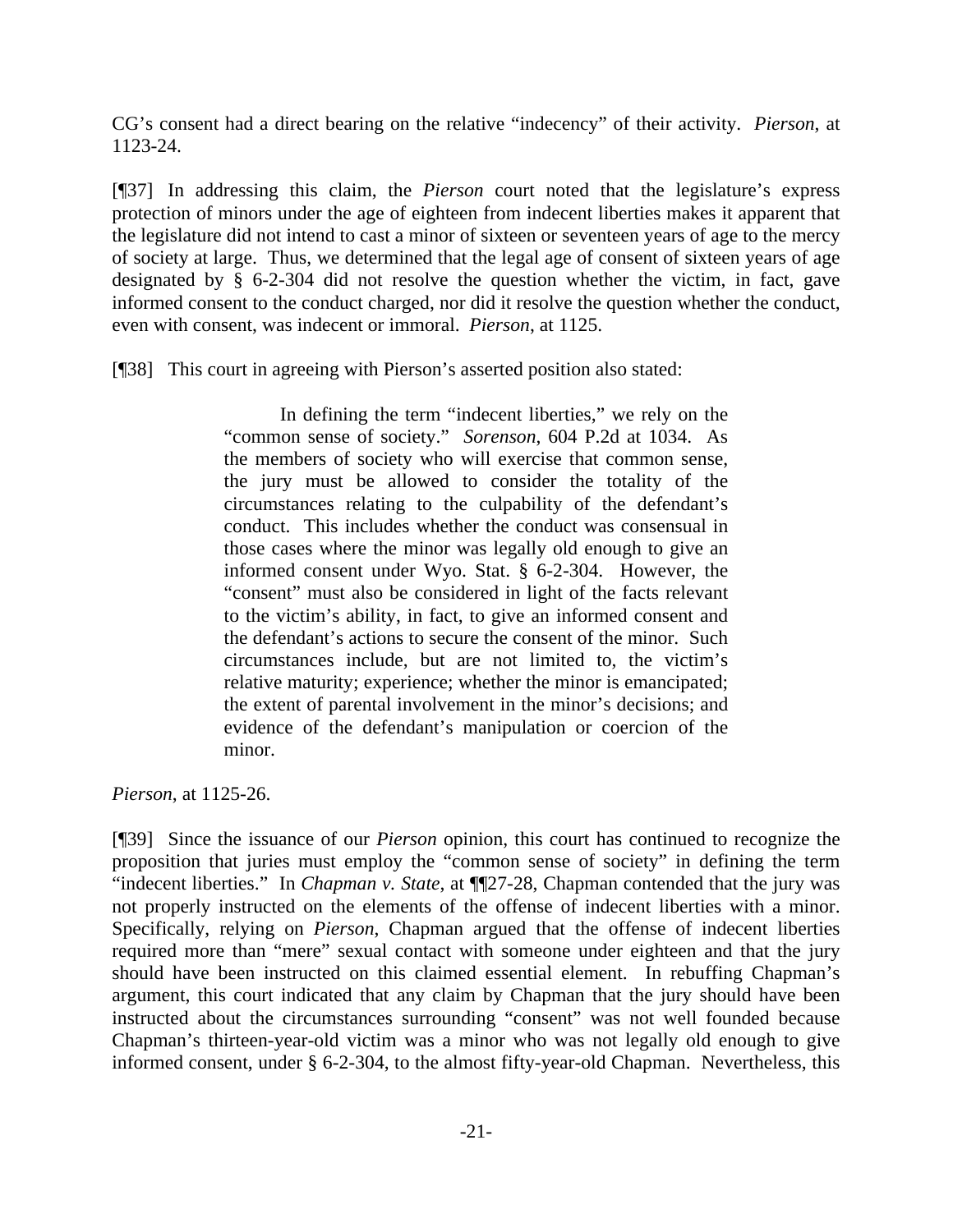CG's consent had a direct bearing on the relative "indecency" of their activity. *Pierson*, at 1123-24.

[¶37] In addressing this claim, the *Pierson* court noted that the legislature's express protection of minors under the age of eighteen from indecent liberties makes it apparent that the legislature did not intend to cast a minor of sixteen or seventeen years of age to the mercy of society at large. Thus, we determined that the legal age of consent of sixteen years of age designated by § 6-2-304 did not resolve the question whether the victim, in fact, gave informed consent to the conduct charged, nor did it resolve the question whether the conduct, even with consent, was indecent or immoral. *Pierson*, at 1125.

[¶38] This court in agreeing with Pierson's asserted position also stated:

> In defining the term "indecent liberties," we rely on the "common sense of society." *Sorenson*, 604 P.2d at 1034. As the members of society who will exercise that common sense, the jury must be allowed to consider the totality of the circumstances relating to the culpability of the defendant's conduct. This includes whether the conduct was consensual in those cases where the minor was legally old enough to give an informed consent under Wyo. Stat. § 6-2-304. However, the "consent" must also be considered in light of the facts relevant to the victim's ability, in fact, to give an informed consent and the defendant's actions to secure the consent of the minor. Such circumstances include, but are not limited to, the victim's relative maturity; experience; whether the minor is emancipated; the extent of parental involvement in the minor's decisions; and evidence of the defendant's manipulation or coercion of the minor.

*Pierson*, at 1125-26.

[¶39] Since the issuance of our *Pierson* opinion, this court has continued to recognize the proposition that juries must employ the "common sense of society" in defining the term "indecent liberties." In *Chapman v. State*, at ¶¶27-28, Chapman contended that the jury was not properly instructed on the elements of the offense of indecent liberties with a minor. Specifically, relying on *Pierson*, Chapman argued that the offense of indecent liberties required more than "mere" sexual contact with someone under eighteen and that the jury should have been instructed on this claimed essential element. In rebuffing Chapman's argument, this court indicated that any claim by Chapman that the jury should have been instructed about the circumstances surrounding "consent" was not well founded because Chapman's thirteen-year-old victim was a minor who was not legally old enough to give informed consent, under § 6-2-304, to the almost fifty-year-old Chapman. Nevertheless, this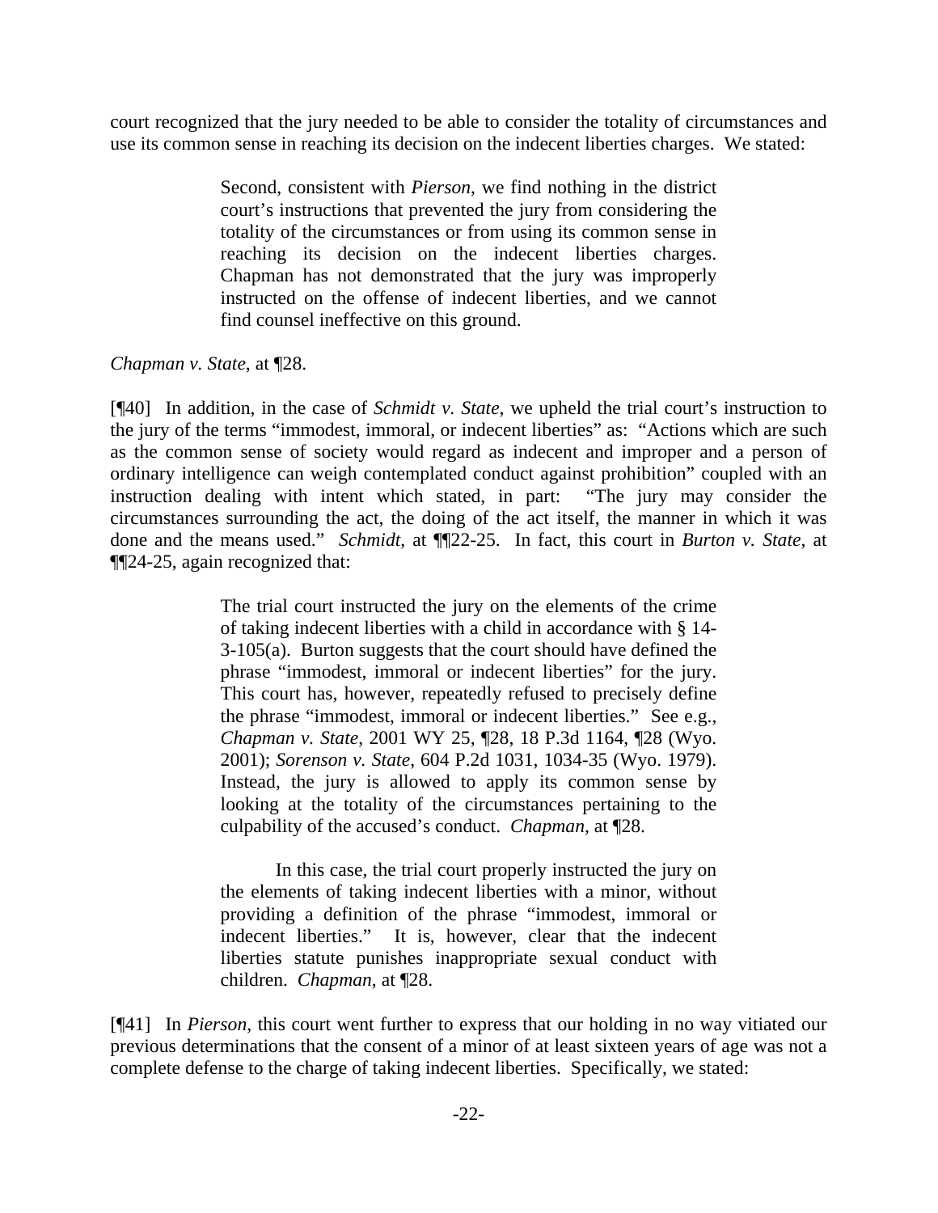court recognized that the jury needed to be able to consider the totality of circumstances and use its common sense in reaching its decision on the indecent liberties charges. We stated:

> Second, consistent with *Pierson*, we find nothing in the district court's instructions that prevented the jury from considering the totality of the circumstances or from using its common sense in reaching its decision on the indecent liberties charges. Chapman has not demonstrated that the jury was improperly instructed on the offense of indecent liberties, and we cannot find counsel ineffective on this ground.

*Chapman v. State*, at ¶28.

[¶40] In addition, in the case of *Schmidt v. State*, we upheld the trial court's instruction to the jury of the terms "immodest, immoral, or indecent liberties" as: "Actions which are such as the common sense of society would regard as indecent and improper and a person of ordinary intelligence can weigh contemplated conduct against prohibition" coupled with an instruction dealing with intent which stated, in part: "The jury may consider the circumstances surrounding the act, the doing of the act itself, the manner in which it was done and the means used." *Schmidt*, at ¶¶22-25. In fact, this court in *Burton v. State*, at ¶¶24-25, again recognized that:

> The trial court instructed the jury on the elements of the crime of taking indecent liberties with a child in accordance with § 14-3-105(a). Burton suggests that the court should have defined the phrase "immodest, immoral or indecent liberties" for the jury. This court has, however, repeatedly refused to precisely define the phrase "immodest, immoral or indecent liberties." See e.g., *Chapman v. State*, 2001 WY 25, ¶28, 18 P.3d 1164, ¶28 (Wyo. 2001); *Sorenson v. State*, 604 P.2d 1031, 1034-35 (Wyo. 1979). Instead, the jury is allowed to apply its common sense by looking at the totality of the circumstances pertaining to the culpability of the accused's conduct. *Chapman*, at ¶28.
>
> In this case, the trial court properly instructed the jury on the elements of taking indecent liberties with a minor, without providing a definition of the phrase "immodest, immoral or indecent liberties." It is, however, clear that the indecent liberties statute punishes inappropriate sexual conduct with children. *Chapman*, at ¶28.

[¶41] In *Pierson*, this court went further to express that our holding in no way vitiated our previous determinations that the consent of a minor of at least sixteen years of age was not a complete defense to the charge of taking indecent liberties. Specifically, we stated: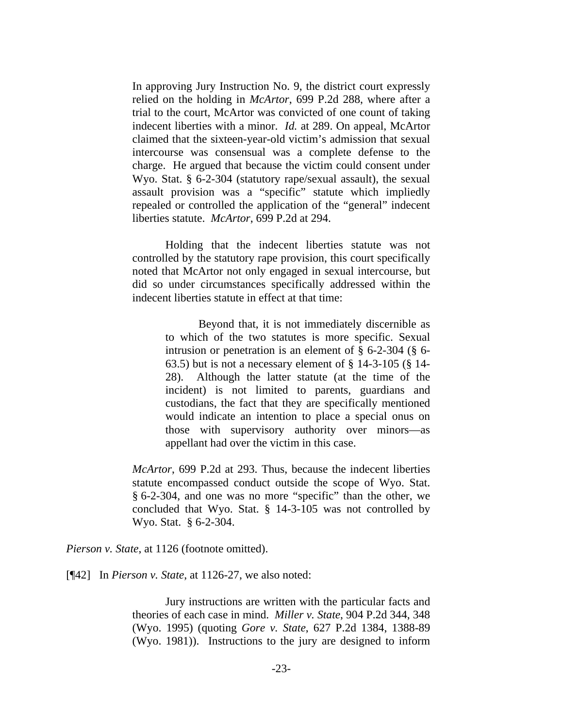> In approving Jury Instruction No. 9, the district court expressly relied on the holding in *McArtor*, 699 P.2d 288, where after a trial to the court, McArtor was convicted of one count of taking indecent liberties with a minor. *Id.* at 289. On appeal, McArtor claimed that the sixteen-year-old victim's admission that sexual intercourse was consensual was a complete defense to the charge. He argued that because the victim could consent under Wyo. Stat. § 6-2-304 (statutory rape/sexual assault), the sexual assault provision was a "specific" statute which impliedly repealed or controlled the application of the "general" indecent liberties statute. *McArtor*, 699 P.2d at 294.
>
> Holding that the indecent liberties statute was not controlled by the statutory rape provision, this court specifically noted that McArtor not only engaged in sexual intercourse, but did so under circumstances specifically addressed within the indecent liberties statute in effect at that time:
>
> > Beyond that, it is not immediately discernible as to which of the two statutes is more specific. Sexual intrusion or penetration is an element of § 6-2-304 (§ 6-63.5) but is not a necessary element of § 14-3-105 (§ 14-28). Although the latter statute (at the time of the incident) is not limited to parents, guardians and custodians, the fact that they are specifically mentioned would indicate an intention to place a special onus on those with supervisory authority over minors—as appellant had over the victim in this case.
>
> *McArtor*, 699 P.2d at 293. Thus, because the indecent liberties statute encompassed conduct outside the scope of Wyo. Stat. § 6-2-304, and one was no more "specific" than the other, we concluded that Wyo. Stat. § 14-3-105 was not controlled by Wyo. Stat. § 6-2-304.

*Pierson v. State*, at 1126 (footnote omitted).

[¶42] In *Pierson v. State*, at 1126-27, we also noted:

> Jury instructions are written with the particular facts and theories of each case in mind. *Miller v. State*, 904 P.2d 344, 348 (Wyo. 1995) (quoting *Gore v. State*, 627 P.2d 1384, 1388-89 (Wyo. 1981)). Instructions to the jury are designed to inform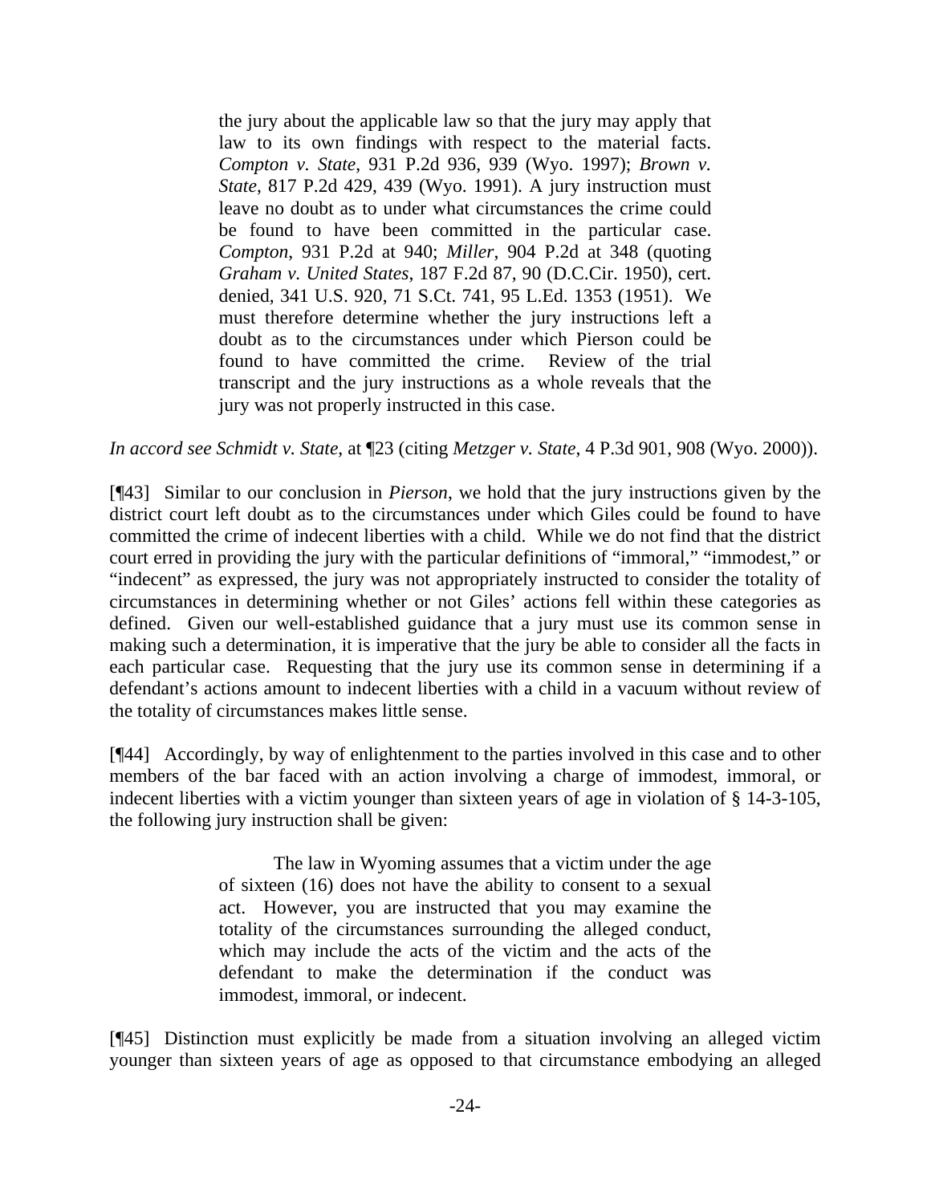> the jury about the applicable law so that the jury may apply that law to its own findings with respect to the material facts. *Compton v. State*, 931 P.2d 936, 939 (Wyo. 1997); *Brown v. State*, 817 P.2d 429, 439 (Wyo. 1991). A jury instruction must leave no doubt as to under what circumstances the crime could be found to have been committed in the particular case. *Compton*, 931 P.2d at 940; *Miller*, 904 P.2d at 348 (quoting *Graham v. United States*, 187 F.2d 87, 90 (D.C.Cir. 1950), cert. denied, 341 U.S. 920, 71 S.Ct. 741, 95 L.Ed. 1353 (1951). We must therefore determine whether the jury instructions left a doubt as to the circumstances under which Pierson could be found to have committed the crime. Review of the trial transcript and the jury instructions as a whole reveals that the jury was not properly instructed in this case.

*In accord see Schmidt v. State*, at ¶23 (citing *Metzger v. State*, 4 P.3d 901, 908 (Wyo. 2000)).

[¶43] Similar to our conclusion in *Pierson*, we hold that the jury instructions given by the district court left doubt as to the circumstances under which Giles could be found to have committed the crime of indecent liberties with a child. While we do not find that the district court erred in providing the jury with the particular definitions of "immoral," "immodest," or "indecent" as expressed, the jury was not appropriately instructed to consider the totality of circumstances in determining whether or not Giles' actions fell within these categories as defined. Given our well-established guidance that a jury must use its common sense in making such a determination, it is imperative that the jury be able to consider all the facts in each particular case. Requesting that the jury use its common sense in determining if a defendant's actions amount to indecent liberties with a child in a vacuum without review of the totality of circumstances makes little sense.

[¶44] Accordingly, by way of enlightenment to the parties involved in this case and to other members of the bar faced with an action involving a charge of immodest, immoral, or indecent liberties with a victim younger than sixteen years of age in violation of § 14-3-105, the following jury instruction shall be given:

> The law in Wyoming assumes that a victim under the age of sixteen (16) does not have the ability to consent to a sexual act. However, you are instructed that you may examine the totality of the circumstances surrounding the alleged conduct, which may include the acts of the victim and the acts of the defendant to make the determination if the conduct was immodest, immoral, or indecent.

[¶45] Distinction must explicitly be made from a situation involving an alleged victim younger than sixteen years of age as opposed to that circumstance embodying an alleged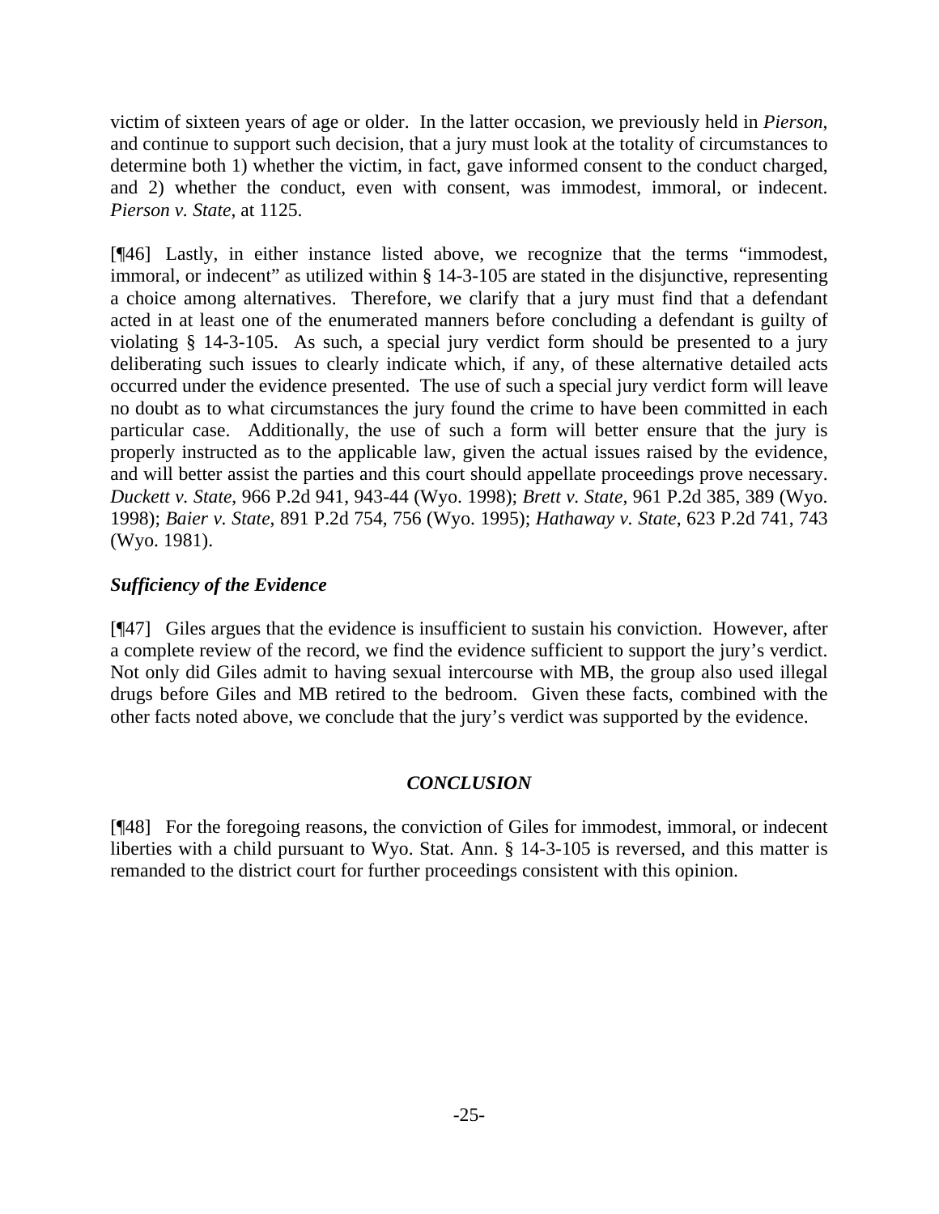victim of sixteen years of age or older. In the latter occasion, we previously held in *Pierson*, and continue to support such decision, that a jury must look at the totality of circumstances to determine both 1) whether the victim, in fact, gave informed consent to the conduct charged, and 2) whether the conduct, even with consent, was immodest, immoral, or indecent. *Pierson v. State*, at 1125.

[¶46] Lastly, in either instance listed above, we recognize that the terms "immodest, immoral, or indecent" as utilized within § 14-3-105 are stated in the disjunctive, representing a choice among alternatives. Therefore, we clarify that a jury must find that a defendant acted in at least one of the enumerated manners before concluding a defendant is guilty of violating § 14-3-105. As such, a special jury verdict form should be presented to a jury deliberating such issues to clearly indicate which, if any, of these alternative detailed acts occurred under the evidence presented. The use of such a special jury verdict form will leave no doubt as to what circumstances the jury found the crime to have been committed in each particular case. Additionally, the use of such a form will better ensure that the jury is properly instructed as to the applicable law, given the actual issues raised by the evidence, and will better assist the parties and this court should appellate proceedings prove necessary. *Duckett v. State*, 966 P.2d 941, 943-44 (Wyo. 1998); *Brett v. State*, 961 P.2d 385, 389 (Wyo. 1998); *Baier v. State*, 891 P.2d 754, 756 (Wyo. 1995); *Hathaway v. State*, 623 P.2d 741, 743 (Wyo. 1981).

### *Sufficiency of the Evidence*

[¶47] Giles argues that the evidence is insufficient to sustain his conviction. However, after a complete review of the record, we find the evidence sufficient to support the jury's verdict. Not only did Giles admit to having sexual intercourse with MB, the group also used illegal drugs before Giles and MB retired to the bedroom. Given these facts, combined with the other facts noted above, we conclude that the jury's verdict was supported by the evidence.

## *CONCLUSION*

[¶48] For the foregoing reasons, the conviction of Giles for immodest, immoral, or indecent liberties with a child pursuant to Wyo. Stat. Ann. § 14-3-105 is reversed, and this matter is remanded to the district court for further proceedings consistent with this opinion.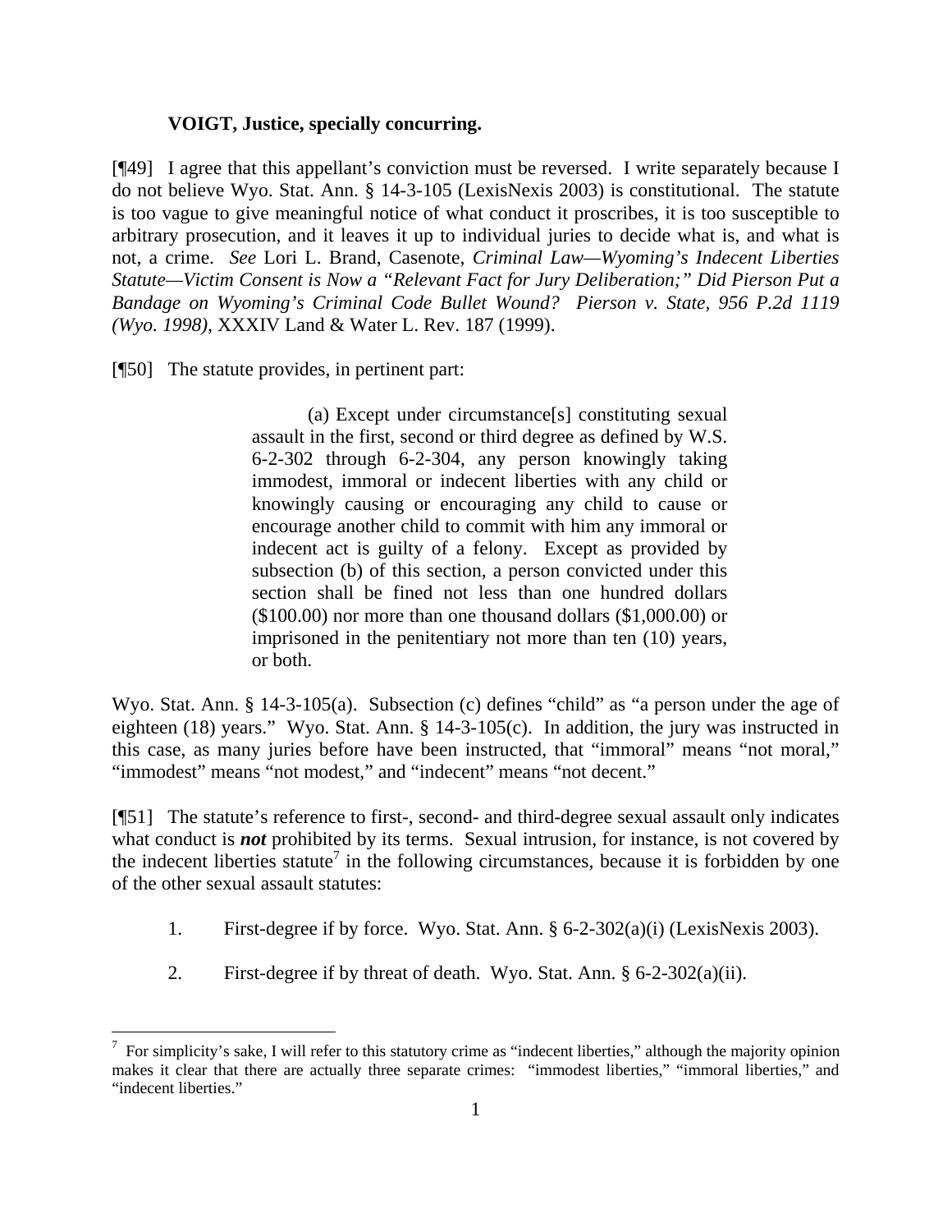**VOIGT, Justice, specially concurring.**

[¶49] I agree that this appellant's conviction must be reversed. I write separately because I do not believe Wyo. Stat. Ann. § 14-3-105 (LexisNexis 2003) is constitutional. The statute is too vague to give meaningful notice of what conduct it proscribes, it is too susceptible to arbitrary prosecution, and it leaves it up to individual juries to decide what is, and what is not, a crime. *See* Lori L. Brand, Casenote, *Criminal Law—Wyoming's Indecent Liberties Statute—Victim Consent is Now a "Relevant Fact for Jury Deliberation;" Did Pierson Put a Bandage on Wyoming's Criminal Code Bullet Wound? Pierson v. State, 956 P.2d 1119 (Wyo. 1998),* XXXIV Land & Water L. Rev. 187 (1999).

[¶50] The statute provides, in pertinent part:

> (a) Except under circumstance[s] constituting sexual assault in the first, second or third degree as defined by W.S. 6-2-302 through 6-2-304, any person knowingly taking immodest, immoral or indecent liberties with any child or knowingly causing or encouraging any child to cause or encourage another child to commit with him any immoral or indecent act is guilty of a felony. Except as provided by subsection (b) of this section, a person convicted under this section shall be fined not less than one hundred dollars ($100.00) nor more than one thousand dollars ($1,000.00) or imprisoned in the penitentiary not more than ten (10) years, or both.

Wyo. Stat. Ann. § 14-3-105(a). Subsection (c) defines "child" as "a person under the age of eighteen (18) years." Wyo. Stat. Ann. § 14-3-105(c). In addition, the jury was instructed in this case, as many juries before have been instructed, that "immoral" means "not moral," "immodest" means "not modest," and "indecent" means "not decent."

[¶51] The statute's reference to first-, second- and third-degree sexual assault only indicates what conduct is ***not*** prohibited by its terms. Sexual intrusion, for instance, is not covered by the indecent liberties statute[7] in the following circumstances, because it is forbidden by one of the other sexual assault statutes:

1. First-degree if by force. Wyo. Stat. Ann. § 6-2-302(a)(i) (LexisNexis 2003).

2. First-degree if by threat of death. Wyo. Stat. Ann. § 6-2-302(a)(ii).

---

[7] For simplicity's sake, I will refer to this statutory crime as "indecent liberties," although the majority opinion makes it clear that there are actually three separate crimes: "immodest liberties," "immoral liberties," and "indecent liberties."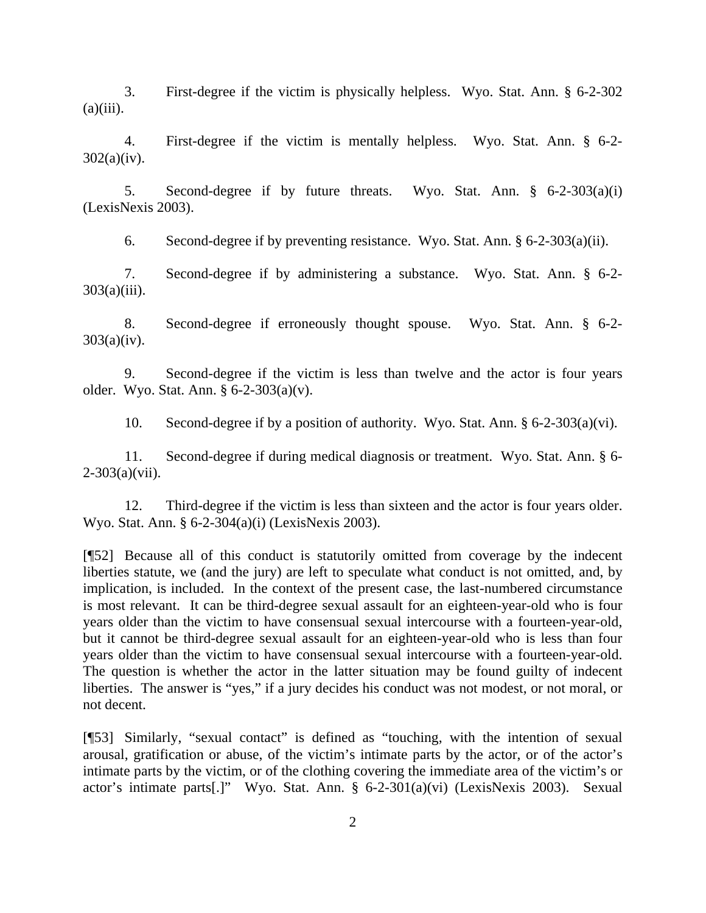3. First-degree if the victim is physically helpless. Wyo. Stat. Ann. § 6-2-302 (a)(iii).

4. First-degree if the victim is mentally helpless. Wyo. Stat. Ann. § 6-2-302(a)(iv).

5. Second-degree if by future threats. Wyo. Stat. Ann. § 6-2-303(a)(i) (LexisNexis 2003).

6. Second-degree if by preventing resistance. Wyo. Stat. Ann. § 6-2-303(a)(ii).

7. Second-degree if by administering a substance. Wyo. Stat. Ann. § 6-2-303(a)(iii).

8. Second-degree if erroneously thought spouse. Wyo. Stat. Ann. § 6-2-303(a)(iv).

9. Second-degree if the victim is less than twelve and the actor is four years older. Wyo. Stat. Ann. § 6-2-303(a)(v).

10. Second-degree if by a position of authority. Wyo. Stat. Ann. § 6-2-303(a)(vi).

11. Second-degree if during medical diagnosis or treatment. Wyo. Stat. Ann. § 6-2-303(a)(vii).

12. Third-degree if the victim is less than sixteen and the actor is four years older. Wyo. Stat. Ann. § 6-2-304(a)(i) (LexisNexis 2003).

[¶52] Because all of this conduct is statutorily omitted from coverage by the indecent liberties statute, we (and the jury) are left to speculate what conduct is not omitted, and, by implication, is included. In the context of the present case, the last-numbered circumstance is most relevant. It can be third-degree sexual assault for an eighteen-year-old who is four years older than the victim to have consensual sexual intercourse with a fourteen-year-old, but it cannot be third-degree sexual assault for an eighteen-year-old who is less than four years older than the victim to have consensual sexual intercourse with a fourteen-year-old. The question is whether the actor in the latter situation may be found guilty of indecent liberties. The answer is "yes," if a jury decides his conduct was not modest, or not moral, or not decent.

[¶53] Similarly, "sexual contact" is defined as "touching, with the intention of sexual arousal, gratification or abuse, of the victim's intimate parts by the actor, or of the actor's intimate parts by the victim, or of the clothing covering the immediate area of the victim's or actor's intimate parts[.]" Wyo. Stat. Ann. § 6-2-301(a)(vi) (LexisNexis 2003). Sexual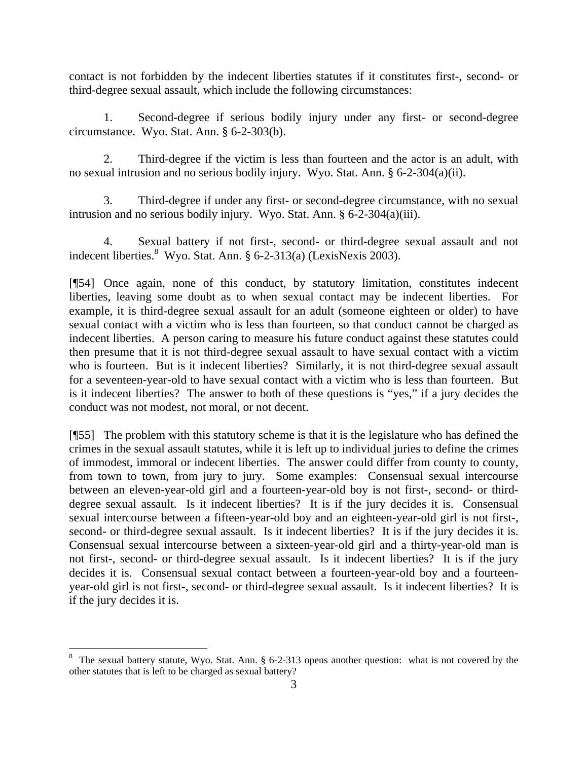contact is not forbidden by the indecent liberties statutes if it constitutes first-, second- or third-degree sexual assault, which include the following circumstances:

1. Second-degree if serious bodily injury under any first- or second-degree circumstance. Wyo. Stat. Ann. § 6-2-303(b).

2. Third-degree if the victim is less than fourteen and the actor is an adult, with no sexual intrusion and no serious bodily injury. Wyo. Stat. Ann. § 6-2-304(a)(ii).

3. Third-degree if under any first- or second-degree circumstance, with no sexual intrusion and no serious bodily injury. Wyo. Stat. Ann. § 6-2-304(a)(iii).

4. Sexual battery if not first-, second- or third-degree sexual assault and not indecent liberties.[8] Wyo. Stat. Ann. § 6-2-313(a) (LexisNexis 2003).

[¶54] Once again, none of this conduct, by statutory limitation, constitutes indecent liberties, leaving some doubt as to when sexual contact may be indecent liberties. For example, it is third-degree sexual assault for an adult (someone eighteen or older) to have sexual contact with a victim who is less than fourteen, so that conduct cannot be charged as indecent liberties. A person caring to measure his future conduct against these statutes could then presume that it is not third-degree sexual assault to have sexual contact with a victim who is fourteen. But is it indecent liberties? Similarly, it is not third-degree sexual assault for a seventeen-year-old to have sexual contact with a victim who is less than fourteen. But is it indecent liberties? The answer to both of these questions is "yes," if a jury decides the conduct was not modest, not moral, or not decent.

[¶55] The problem with this statutory scheme is that it is the legislature who has defined the crimes in the sexual assault statutes, while it is left up to individual juries to define the crimes of immodest, immoral or indecent liberties. The answer could differ from county to county, from town to town, from jury to jury. Some examples: Consensual sexual intercourse between an eleven-year-old girl and a fourteen-year-old boy is not first-, second- or third-degree sexual assault. Is it indecent liberties? It is if the jury decides it is. Consensual sexual intercourse between a fifteen-year-old boy and an eighteen-year-old girl is not first-, second- or third-degree sexual assault. Is it indecent liberties? It is if the jury decides it is. Consensual sexual intercourse between a sixteen-year-old girl and a thirty-year-old man is not first-, second- or third-degree sexual assault. Is it indecent liberties? It is if the jury decides it is. Consensual sexual contact between a fourteen-year-old boy and a fourteen-year-old girl is not first-, second- or third-degree sexual assault. Is it indecent liberties? It is if the jury decides it is.

[8] The sexual battery statute, Wyo. Stat. Ann. § 6-2-313 opens another question: what is not covered by the other statutes that is left to be charged as sexual battery?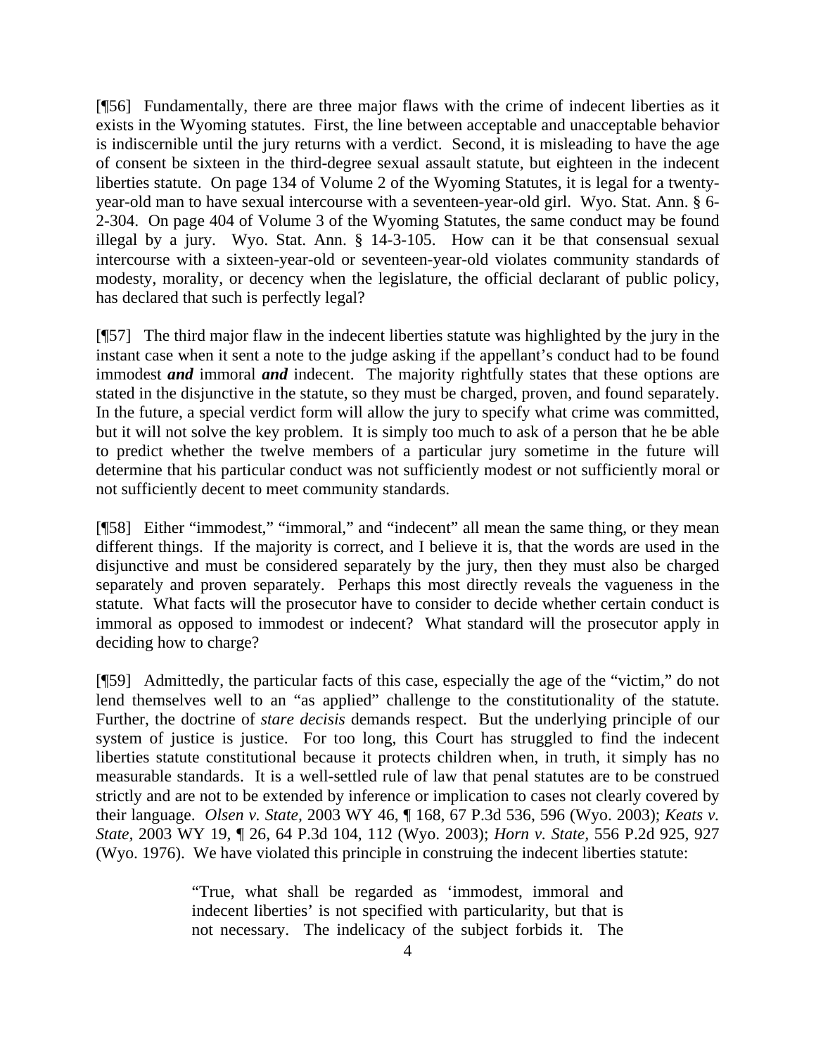[¶56] Fundamentally, there are three major flaws with the crime of indecent liberties as it exists in the Wyoming statutes. First, the line between acceptable and unacceptable behavior is indiscernible until the jury returns with a verdict. Second, it is misleading to have the age of consent be sixteen in the third-degree sexual assault statute, but eighteen in the indecent liberties statute. On page 134 of Volume 2 of the Wyoming Statutes, it is legal for a twenty-year-old man to have sexual intercourse with a seventeen-year-old girl. Wyo. Stat. Ann. § 6-2-304. On page 404 of Volume 3 of the Wyoming Statutes, the same conduct may be found illegal by a jury. Wyo. Stat. Ann. § 14-3-105. How can it be that consensual sexual intercourse with a sixteen-year-old or seventeen-year-old violates community standards of modesty, morality, or decency when the legislature, the official declarant of public policy, has declared that such is perfectly legal?

[¶57] The third major flaw in the indecent liberties statute was highlighted by the jury in the instant case when it sent a note to the judge asking if the appellant's conduct had to be found immodest ***and*** immoral ***and*** indecent. The majority rightfully states that these options are stated in the disjunctive in the statute, so they must be charged, proven, and found separately. In the future, a special verdict form will allow the jury to specify what crime was committed, but it will not solve the key problem. It is simply too much to ask of a person that he be able to predict whether the twelve members of a particular jury sometime in the future will determine that his particular conduct was not sufficiently modest or not sufficiently moral or not sufficiently decent to meet community standards.

[¶58] Either "immodest," "immoral," and "indecent" all mean the same thing, or they mean different things. If the majority is correct, and I believe it is, that the words are used in the disjunctive and must be considered separately by the jury, then they must also be charged separately and proven separately. Perhaps this most directly reveals the vagueness in the statute. What facts will the prosecutor have to consider to decide whether certain conduct is immoral as opposed to immodest or indecent? What standard will the prosecutor apply in deciding how to charge?

[¶59] Admittedly, the particular facts of this case, especially the age of the "victim," do not lend themselves well to an "as applied" challenge to the constitutionality of the statute. Further, the doctrine of *stare decisis* demands respect. But the underlying principle of our system of justice is justice. For too long, this Court has struggled to find the indecent liberties statute constitutional because it protects children when, in truth, it simply has no measurable standards. It is a well-settled rule of law that penal statutes are to be construed strictly and are not to be extended by inference or implication to cases not clearly covered by their language. *Olsen v. State*, 2003 WY 46, ¶ 168, 67 P.3d 536, 596 (Wyo. 2003); *Keats v. State*, 2003 WY 19, ¶ 26, 64 P.3d 104, 112 (Wyo. 2003); *Horn v. State*, 556 P.2d 925, 927 (Wyo. 1976). We have violated this principle in construing the indecent liberties statute:

> "True, what shall be regarded as 'immodest, immoral and indecent liberties' is not specified with particularity, but that is not necessary. The indelicacy of the subject forbids it. The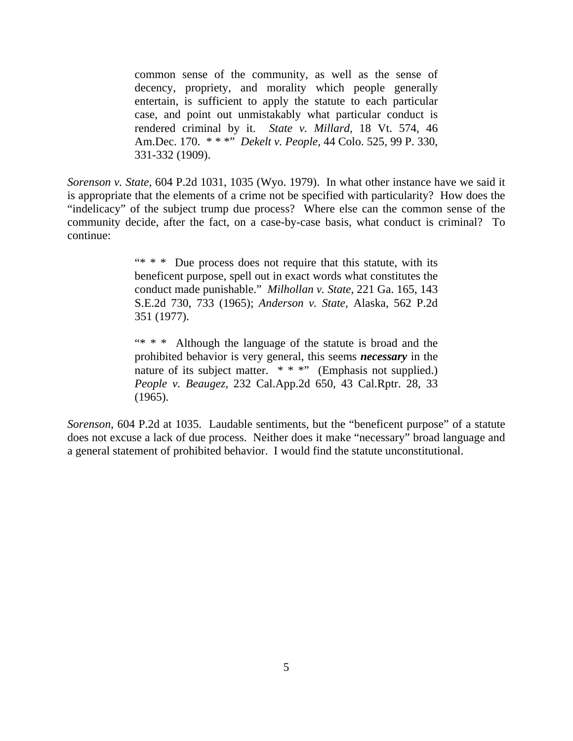> common sense of the community, as well as the sense of decency, propriety, and morality which people generally entertain, is sufficient to apply the statute to each particular case, and point out unmistakably what particular conduct is rendered criminal by it. *State v. Millard*, 18 Vt. 574, 46 Am.Dec. 170. * * *" *Dekelt v. People*, 44 Colo. 525, 99 P. 330, 331-332 (1909).

*Sorenson v. State*, 604 P.2d 1031, 1035 (Wyo. 1979). In what other instance have we said it is appropriate that the elements of a crime not be specified with particularity? How does the "indelicacy" of the subject trump due process? Where else can the common sense of the community decide, after the fact, on a case-by-case basis, what conduct is criminal? To continue:

> "* * * Due process does not require that this statute, with its beneficent purpose, spell out in exact words what constitutes the conduct made punishable." *Milhollan v. State*, 221 Ga. 165, 143 S.E.2d 730, 733 (1965); *Anderson v. State*, Alaska, 562 P.2d 351 (1977).
>
> "* * * Although the language of the statute is broad and the prohibited behavior is very general, this seems ***necessary*** in the nature of its subject matter. * * *" (Emphasis not supplied.) *People v. Beaugez*, 232 Cal.App.2d 650, 43 Cal.Rptr. 28, 33 (1965).

*Sorenson*, 604 P.2d at 1035. Laudable sentiments, but the "beneficent purpose" of a statute does not excuse a lack of due process. Neither does it make "necessary" broad language and a general statement of prohibited behavior. I would find the statute unconstitutional.